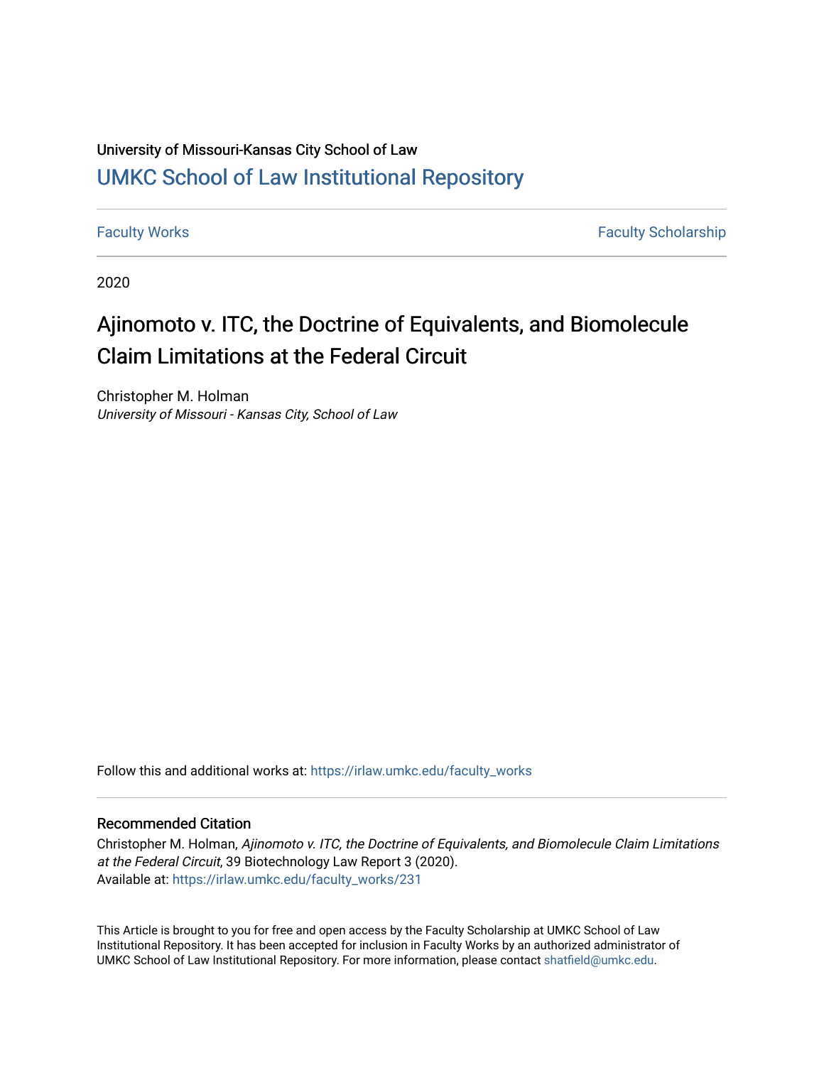University of Missouri-Kansas City School of Law

## UMKC School of Law Institutional Repository

Faculty Works | Faculty Scholarship

2020

# Ajinomoto v. ITC, the Doctrine of Equivalents, and Biomolecule Claim Limitations at the Federal Circuit

Christopher M. Holman

*University of Missouri - Kansas City, School of Law*

Follow this and additional works at: https://irlaw.umkc.edu/faculty_works

### Recommended Citation

Christopher M. Holman, *Ajinomoto v. ITC, the Doctrine of Equivalents, and Biomolecule Claim Limitations at the Federal Circuit*, 39 Biotechnology Law Report 3 (2020).

Available at: https://irlaw.umkc.edu/faculty_works/231

This Article is brought to you for free and open access by the Faculty Scholarship at UMKC School of Law Institutional Repository. It has been accepted for inclusion in Faculty Works by an authorized administrator of UMKC School of Law Institutional Repository. For more information, please contact shatfield@umkc.edu.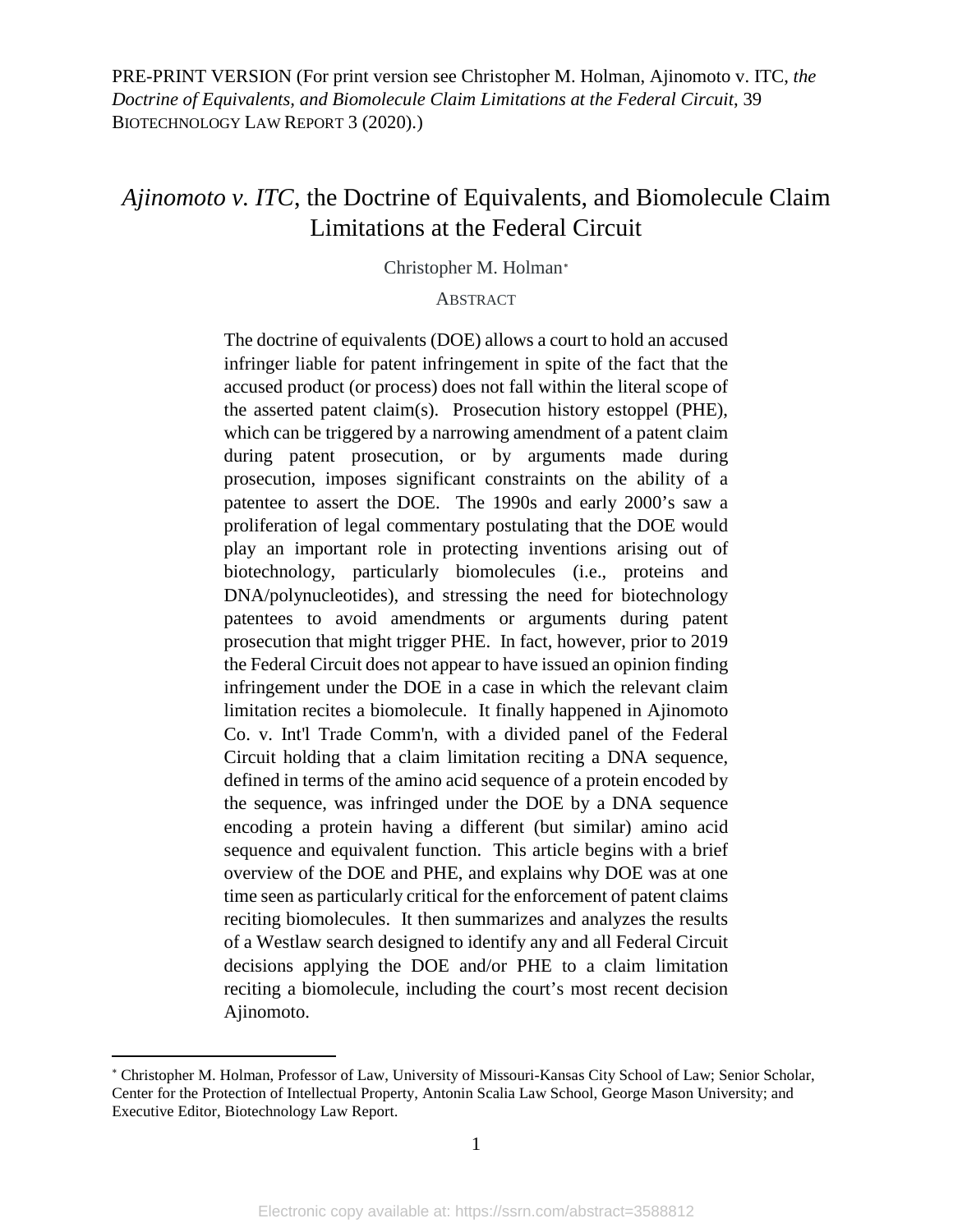PRE-PRINT VERSION (For print version see Christopher M. Holman, Ajinomoto v. ITC, *the Doctrine of Equivalents, and Biomolecule Claim Limitations at the Federal Circuit*, 39 BIOTECHNOLOGY LAW REPORT 3 (2020).)

# *Ajinomoto v. ITC*, the Doctrine of Equivalents, and Biomolecule Claim Limitations at the Federal Circuit

Christopher M. Holman*

## ABSTRACT

The doctrine of equivalents (DOE) allows a court to hold an accused infringer liable for patent infringement in spite of the fact that the accused product (or process) does not fall within the literal scope of the asserted patent claim(s). Prosecution history estoppel (PHE), which can be triggered by a narrowing amendment of a patent claim during patent prosecution, or by arguments made during prosecution, imposes significant constraints on the ability of a patentee to assert the DOE. The 1990s and early 2000's saw a proliferation of legal commentary postulating that the DOE would play an important role in protecting inventions arising out of biotechnology, particularly biomolecules (i.e., proteins and DNA/polynucleotides), and stressing the need for biotechnology patentees to avoid amendments or arguments during patent prosecution that might trigger PHE. In fact, however, prior to 2019 the Federal Circuit does not appear to have issued an opinion finding infringement under the DOE in a case in which the relevant claim limitation recites a biomolecule. It finally happened in Ajinomoto Co. v. Int'l Trade Comm'n, with a divided panel of the Federal Circuit holding that a claim limitation reciting a DNA sequence, defined in terms of the amino acid sequence of a protein encoded by the sequence, was infringed under the DOE by a DNA sequence encoding a protein having a different (but similar) amino acid sequence and equivalent function. This article begins with a brief overview of the DOE and PHE, and explains why DOE was at one time seen as particularly critical for the enforcement of patent claims reciting biomolecules. It then summarizes and analyzes the results of a Westlaw search designed to identify any and all Federal Circuit decisions applying the DOE and/or PHE to a claim limitation reciting a biomolecule, including the court's most recent decision Ajinomoto.

---

* Christopher M. Holman, Professor of Law, University of Missouri-Kansas City School of Law; Senior Scholar, Center for the Protection of Intellectual Property, Antonin Scalia Law School, George Mason University; and Executive Editor, Biotechnology Law Report.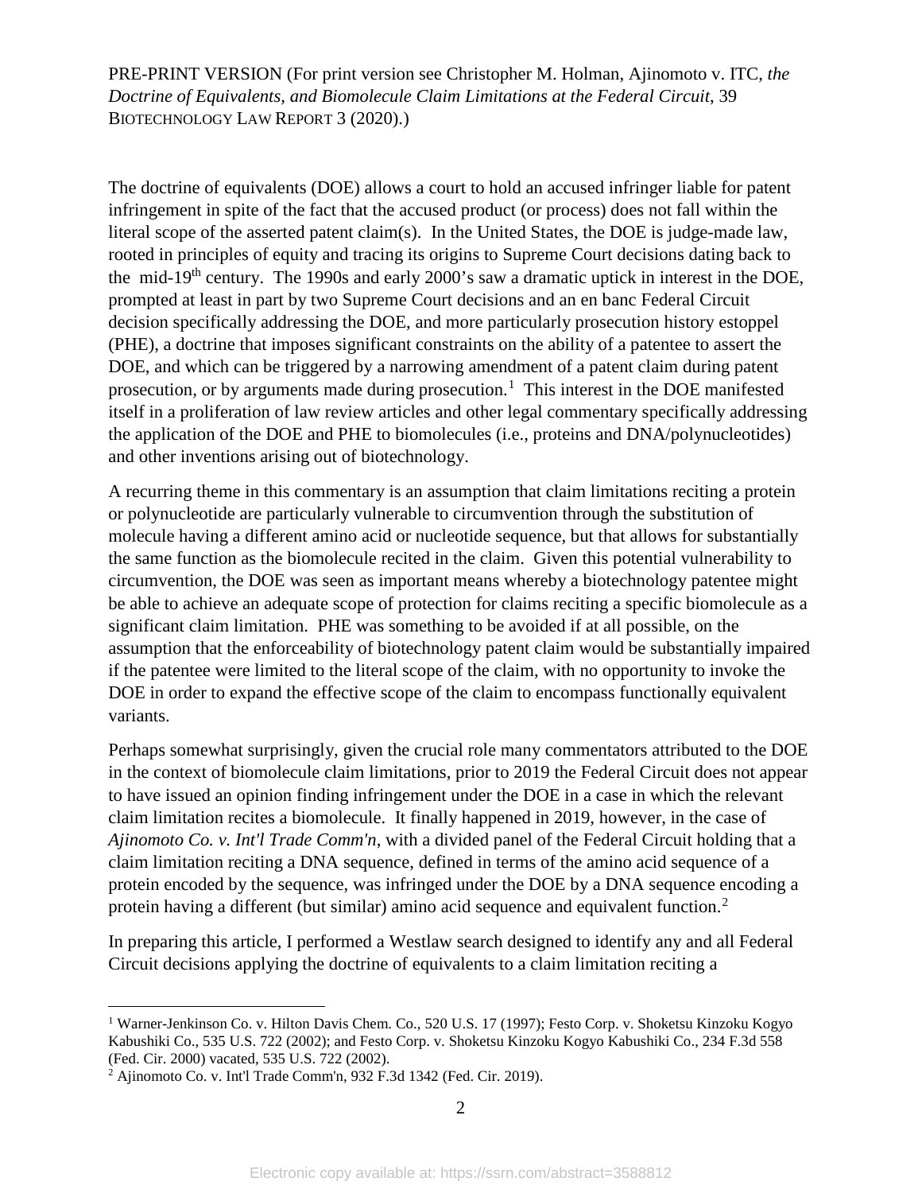PRE-PRINT VERSION (For print version see Christopher M. Holman, Ajinomoto v. ITC, *the Doctrine of Equivalents, and Biomolecule Claim Limitations at the Federal Circuit*, 39 BIOTECHNOLOGY LAW REPORT 3 (2020).)

The doctrine of equivalents (DOE) allows a court to hold an accused infringer liable for patent infringement in spite of the fact that the accused product (or process) does not fall within the literal scope of the asserted patent claim(s). In the United States, the DOE is judge-made law, rooted in principles of equity and tracing its origins to Supreme Court decisions dating back to the mid-19th century. The 1990s and early 2000's saw a dramatic uptick in interest in the DOE, prompted at least in part by two Supreme Court decisions and an en banc Federal Circuit decision specifically addressing the DOE, and more particularly prosecution history estoppel (PHE), a doctrine that imposes significant constraints on the ability of a patentee to assert the DOE, and which can be triggered by a narrowing amendment of a patent claim during patent prosecution, or by arguments made during prosecution.[1] This interest in the DOE manifested itself in a proliferation of law review articles and other legal commentary specifically addressing the application of the DOE and PHE to biomolecules (i.e., proteins and DNA/polynucleotides) and other inventions arising out of biotechnology.

A recurring theme in this commentary is an assumption that claim limitations reciting a protein or polynucleotide are particularly vulnerable to circumvention through the substitution of molecule having a different amino acid or nucleotide sequence, but that allows for substantially the same function as the biomolecule recited in the claim. Given this potential vulnerability to circumvention, the DOE was seen as important means whereby a biotechnology patentee might be able to achieve an adequate scope of protection for claims reciting a specific biomolecule as a significant claim limitation. PHE was something to be avoided if at all possible, on the assumption that the enforceability of biotechnology patent claim would be substantially impaired if the patentee were limited to the literal scope of the claim, with no opportunity to invoke the DOE in order to expand the effective scope of the claim to encompass functionally equivalent variants.

Perhaps somewhat surprisingly, given the crucial role many commentators attributed to the DOE in the context of biomolecule claim limitations, prior to 2019 the Federal Circuit does not appear to have issued an opinion finding infringement under the DOE in a case in which the relevant claim limitation recites a biomolecule. It finally happened in 2019, however, in the case of *Ajinomoto Co. v. Int'l Trade Comm'n*, with a divided panel of the Federal Circuit holding that a claim limitation reciting a DNA sequence, defined in terms of the amino acid sequence of a protein encoded by the sequence, was infringed under the DOE by a DNA sequence encoding a protein having a different (but similar) amino acid sequence and equivalent function.[2]

In preparing this article, I performed a Westlaw search designed to identify any and all Federal Circuit decisions applying the doctrine of equivalents to a claim limitation reciting a

---

[1] Warner-Jenkinson Co. v. Hilton Davis Chem. Co., 520 U.S. 17 (1997); Festo Corp. v. Shoketsu Kinzoku Kogyo Kabushiki Co., 535 U.S. 722 (2002); and Festo Corp. v. Shoketsu Kinzoku Kogyo Kabushiki Co., 234 F.3d 558 (Fed. Cir. 2000) vacated, 535 U.S. 722 (2002).

[2] Ajinomoto Co. v. Int'l Trade Comm'n, 932 F.3d 1342 (Fed. Cir. 2019).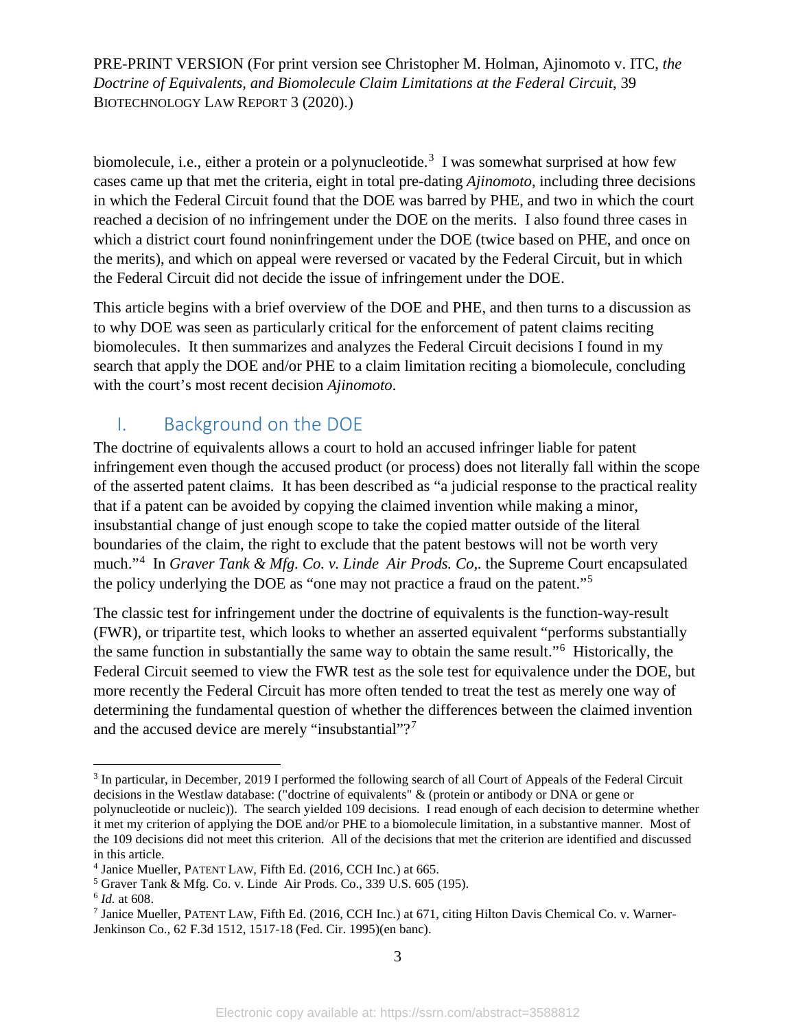biomolecule, i.e., either a protein or a polynucleotide.[3] I was somewhat surprised at how few cases came up that met the criteria, eight in total pre-dating *Ajinomoto*, including three decisions in which the Federal Circuit found that the DOE was barred by PHE, and two in which the court reached a decision of no infringement under the DOE on the merits. I also found three cases in which a district court found noninfringement under the DOE (twice based on PHE, and once on the merits), and which on appeal were reversed or vacated by the Federal Circuit, but in which the Federal Circuit did not decide the issue of infringement under the DOE.

This article begins with a brief overview of the DOE and PHE, and then turns to a discussion as to why DOE was seen as particularly critical for the enforcement of patent claims reciting biomolecules. It then summarizes and analyzes the Federal Circuit decisions I found in my search that apply the DOE and/or PHE to a claim limitation reciting a biomolecule, concluding with the court's most recent decision *Ajinomoto*.

## I. Background on the DOE

The doctrine of equivalents allows a court to hold an accused infringer liable for patent infringement even though the accused product (or process) does not literally fall within the scope of the asserted patent claims. It has been described as "a judicial response to the practical reality that if a patent can be avoided by copying the claimed invention while making a minor, insubstantial change of just enough scope to take the copied matter outside of the literal boundaries of the claim, the right to exclude that the patent bestows will not be worth very much."[4] In *Graver Tank & Mfg. Co. v. Linde Air Prods. Co,.* the Supreme Court encapsulated the policy underlying the DOE as "one may not practice a fraud on the patent."[5]

The classic test for infringement under the doctrine of equivalents is the function-way-result (FWR), or tripartite test, which looks to whether an asserted equivalent "performs substantially the same function in substantially the same way to obtain the same result."[6] Historically, the Federal Circuit seemed to view the FWR test as the sole test for equivalence under the DOE, but more recently the Federal Circuit has more often tended to treat the test as merely one way of determining the fundamental question of whether the differences between the claimed invention and the accused device are merely "insubstantial"?[7]

---

[3] In particular, in December, 2019 I performed the following search of all Court of Appeals of the Federal Circuit decisions in the Westlaw database: ("doctrine of equivalents" & (protein or antibody or DNA or gene or polynucleotide or nucleic)). The search yielded 109 decisions. I read enough of each decision to determine whether it met my criterion of applying the DOE and/or PHE to a biomolecule limitation, in a substantive manner. Most of the 109 decisions did not meet this criterion. All of the decisions that met the criterion are identified and discussed in this article.

[4] Janice Mueller, PATENT LAW, Fifth Ed. (2016, CCH Inc.) at 665.

[5] Graver Tank & Mfg. Co. v. Linde Air Prods. Co., 339 U.S. 605 (195).

[6] *Id.* at 608.

[7] Janice Mueller, PATENT LAW, Fifth Ed. (2016, CCH Inc.) at 671, citing Hilton Davis Chemical Co. v. Warner-Jenkinson Co., 62 F.3d 1512, 1517-18 (Fed. Cir. 1995)(en banc).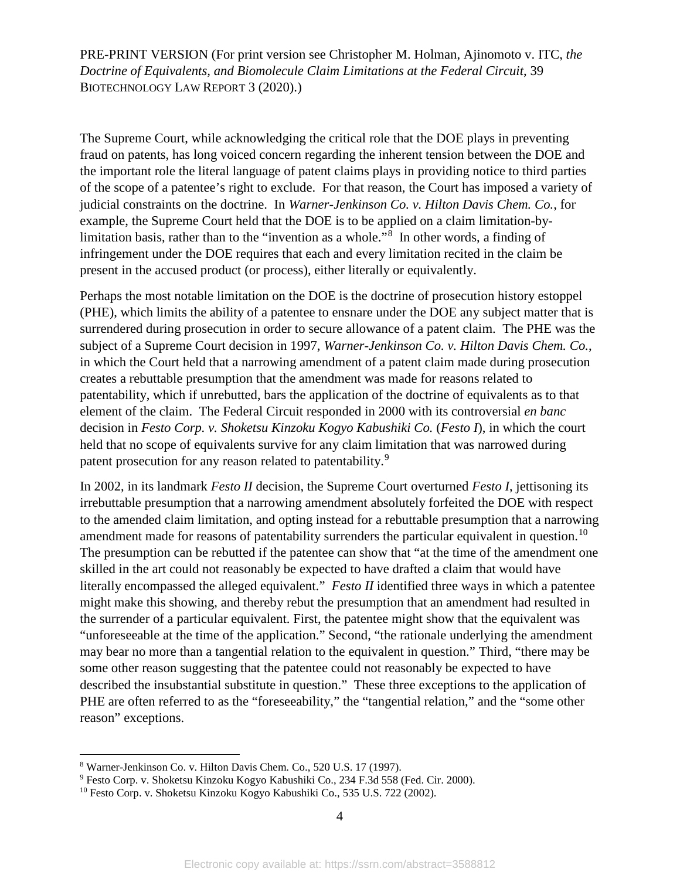The Supreme Court, while acknowledging the critical role that the DOE plays in preventing fraud on patents, has long voiced concern regarding the inherent tension between the DOE and the important role the literal language of patent claims plays in providing notice to third parties of the scope of a patentee's right to exclude. For that reason, the Court has imposed a variety of judicial constraints on the doctrine. In *Warner-Jenkinson Co. v. Hilton Davis Chem. Co.*, for example, the Supreme Court held that the DOE is to be applied on a claim limitation-by-limitation basis, rather than to the "invention as a whole."[8] In other words, a finding of infringement under the DOE requires that each and every limitation recited in the claim be present in the accused product (or process), either literally or equivalently.

Perhaps the most notable limitation on the DOE is the doctrine of prosecution history estoppel (PHE), which limits the ability of a patentee to ensnare under the DOE any subject matter that is surrendered during prosecution in order to secure allowance of a patent claim. The PHE was the subject of a Supreme Court decision in 1997, *Warner-Jenkinson Co. v. Hilton Davis Chem. Co.*, in which the Court held that a narrowing amendment of a patent claim made during prosecution creates a rebuttable presumption that the amendment was made for reasons related to patentability, which if unrebutted, bars the application of the doctrine of equivalents as to that element of the claim. The Federal Circuit responded in 2000 with its controversial *en banc* decision in *Festo Corp. v. Shoketsu Kinzoku Kogyo Kabushiki Co.* (*Festo I*), in which the court held that no scope of equivalents survive for any claim limitation that was narrowed during patent prosecution for any reason related to patentability.[9]

In 2002, in its landmark *Festo II* decision, the Supreme Court overturned *Festo I*, jettisoning its irrebuttable presumption that a narrowing amendment absolutely forfeited the DOE with respect to the amended claim limitation, and opting instead for a rebuttable presumption that a narrowing amendment made for reasons of patentability surrenders the particular equivalent in question.[10] The presumption can be rebutted if the patentee can show that "at the time of the amendment one skilled in the art could not reasonably be expected to have drafted a claim that would have literally encompassed the alleged equivalent." *Festo II* identified three ways in which a patentee might make this showing, and thereby rebut the presumption that an amendment had resulted in the surrender of a particular equivalent. First, the patentee might show that the equivalent was "unforeseeable at the time of the application." Second, "the rationale underlying the amendment may bear no more than a tangential relation to the equivalent in question." Third, "there may be some other reason suggesting that the patentee could not reasonably be expected to have described the insubstantial substitute in question." These three exceptions to the application of PHE are often referred to as the "foreseeability," the "tangential relation," and the "some other reason" exceptions.

---

[8] Warner-Jenkinson Co. v. Hilton Davis Chem. Co., 520 U.S. 17 (1997).

[9] Festo Corp. v. Shoketsu Kinzoku Kogyo Kabushiki Co., 234 F.3d 558 (Fed. Cir. 2000).

[10] Festo Corp. v. Shoketsu Kinzoku Kogyo Kabushiki Co., 535 U.S. 722 (2002).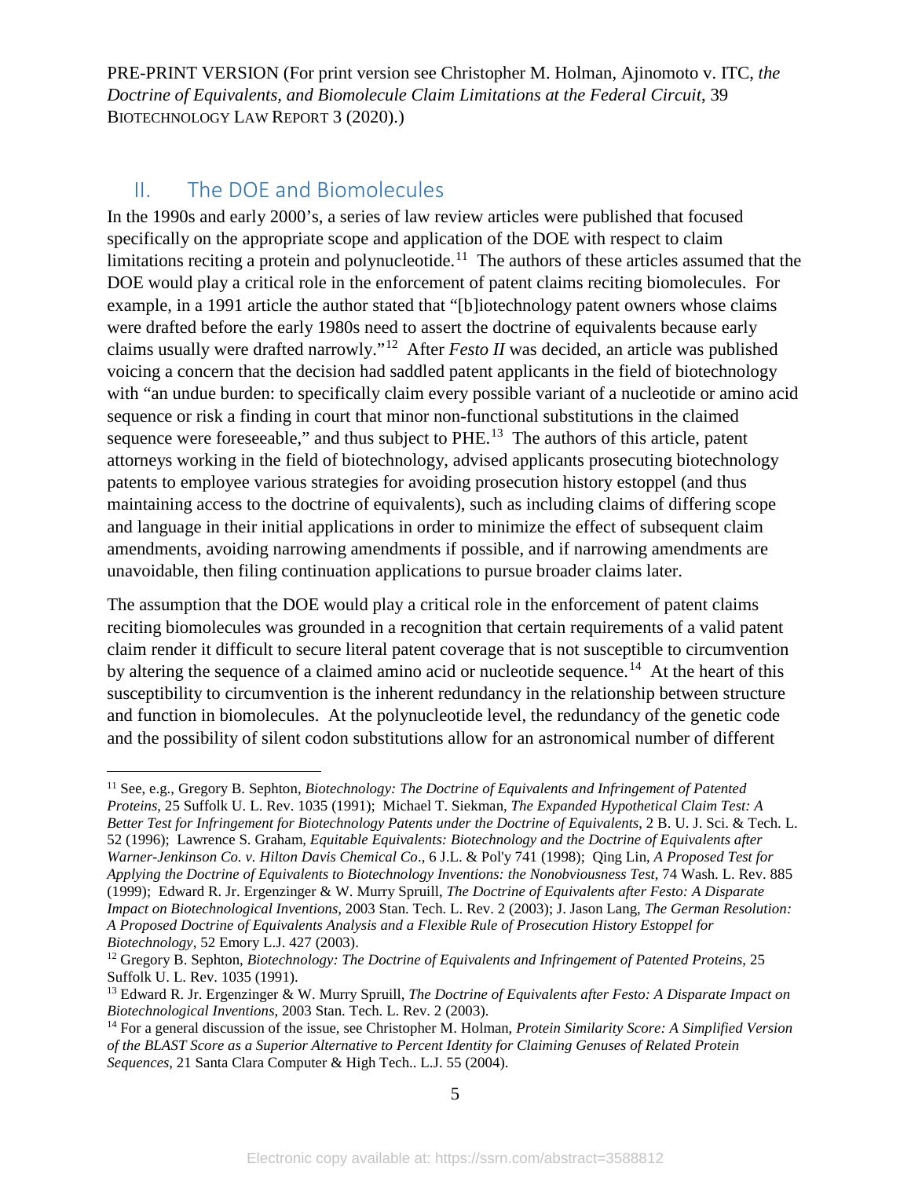PRE-PRINT VERSION (For print version see Christopher M. Holman, Ajinomoto v. ITC, *the Doctrine of Equivalents, and Biomolecule Claim Limitations at the Federal Circuit*, 39 BIOTECHNOLOGY LAW REPORT 3 (2020).)

## II. The DOE and Biomolecules

In the 1990s and early 2000's, a series of law review articles were published that focused specifically on the appropriate scope and application of the DOE with respect to claim limitations reciting a protein and polynucleotide.[11] The authors of these articles assumed that the DOE would play a critical role in the enforcement of patent claims reciting biomolecules. For example, in a 1991 article the author stated that "[b]iotechnology patent owners whose claims were drafted before the early 1980s need to assert the doctrine of equivalents because early claims usually were drafted narrowly."[12] After *Festo II* was decided, an article was published voicing a concern that the decision had saddled patent applicants in the field of biotechnology with "an undue burden: to specifically claim every possible variant of a nucleotide or amino acid sequence or risk a finding in court that minor non-functional substitutions in the claimed sequence were foreseeable," and thus subject to PHE.[13] The authors of this article, patent attorneys working in the field of biotechnology, advised applicants prosecuting biotechnology patents to employee various strategies for avoiding prosecution history estoppel (and thus maintaining access to the doctrine of equivalents), such as including claims of differing scope and language in their initial applications in order to minimize the effect of subsequent claim amendments, avoiding narrowing amendments if possible, and if narrowing amendments are unavoidable, then filing continuation applications to pursue broader claims later.

The assumption that the DOE would play a critical role in the enforcement of patent claims reciting biomolecules was grounded in a recognition that certain requirements of a valid patent claim render it difficult to secure literal patent coverage that is not susceptible to circumvention by altering the sequence of a claimed amino acid or nucleotide sequence.[14] At the heart of this susceptibility to circumvention is the inherent redundancy in the relationship between structure and function in biomolecules. At the polynucleotide level, the redundancy of the genetic code and the possibility of silent codon substitutions allow for an astronomical number of different

---

[11] See, e.g., Gregory B. Sephton, *Biotechnology: The Doctrine of Equivalents and Infringement of Patented Proteins*, 25 Suffolk U. L. Rev. 1035 (1991); Michael T. Siekman, *The Expanded Hypothetical Claim Test: A Better Test for Infringement for Biotechnology Patents under the Doctrine of Equivalents*, 2 B. U. J. Sci. & Tech. L. 52 (1996); Lawrence S. Graham, *Equitable Equivalents: Biotechnology and the Doctrine of Equivalents after Warner-Jenkinson Co. v. Hilton Davis Chemical Co*., 6 J.L. & Pol'y 741 (1998); Qing Lin, *A Proposed Test for Applying the Doctrine of Equivalents to Biotechnology Inventions: the Nonobviousness Test*, 74 Wash. L. Rev. 885 (1999); Edward R. Jr. Ergenzinger & W. Murry Spruill, *The Doctrine of Equivalents after Festo: A Disparate Impact on Biotechnological Inventions*, 2003 Stan. Tech. L. Rev. 2 (2003); J. Jason Lang, *The German Resolution: A Proposed Doctrine of Equivalents Analysis and a Flexible Rule of Prosecution History Estoppel for Biotechnology*, 52 Emory L.J. 427 (2003).

[12] Gregory B. Sephton, *Biotechnology: The Doctrine of Equivalents and Infringement of Patented Proteins*, 25 Suffolk U. L. Rev. 1035 (1991).

[13] Edward R. Jr. Ergenzinger & W. Murry Spruill, *The Doctrine of Equivalents after Festo: A Disparate Impact on Biotechnological Inventions*, 2003 Stan. Tech. L. Rev. 2 (2003).

[14] For a general discussion of the issue, see Christopher M. Holman, *Protein Similarity Score: A Simplified Version of the BLAST Score as a Superior Alternative to Percent Identity for Claiming Genuses of Related Protein Sequences*, 21 Santa Clara Computer & High Tech.. L.J. 55 (2004).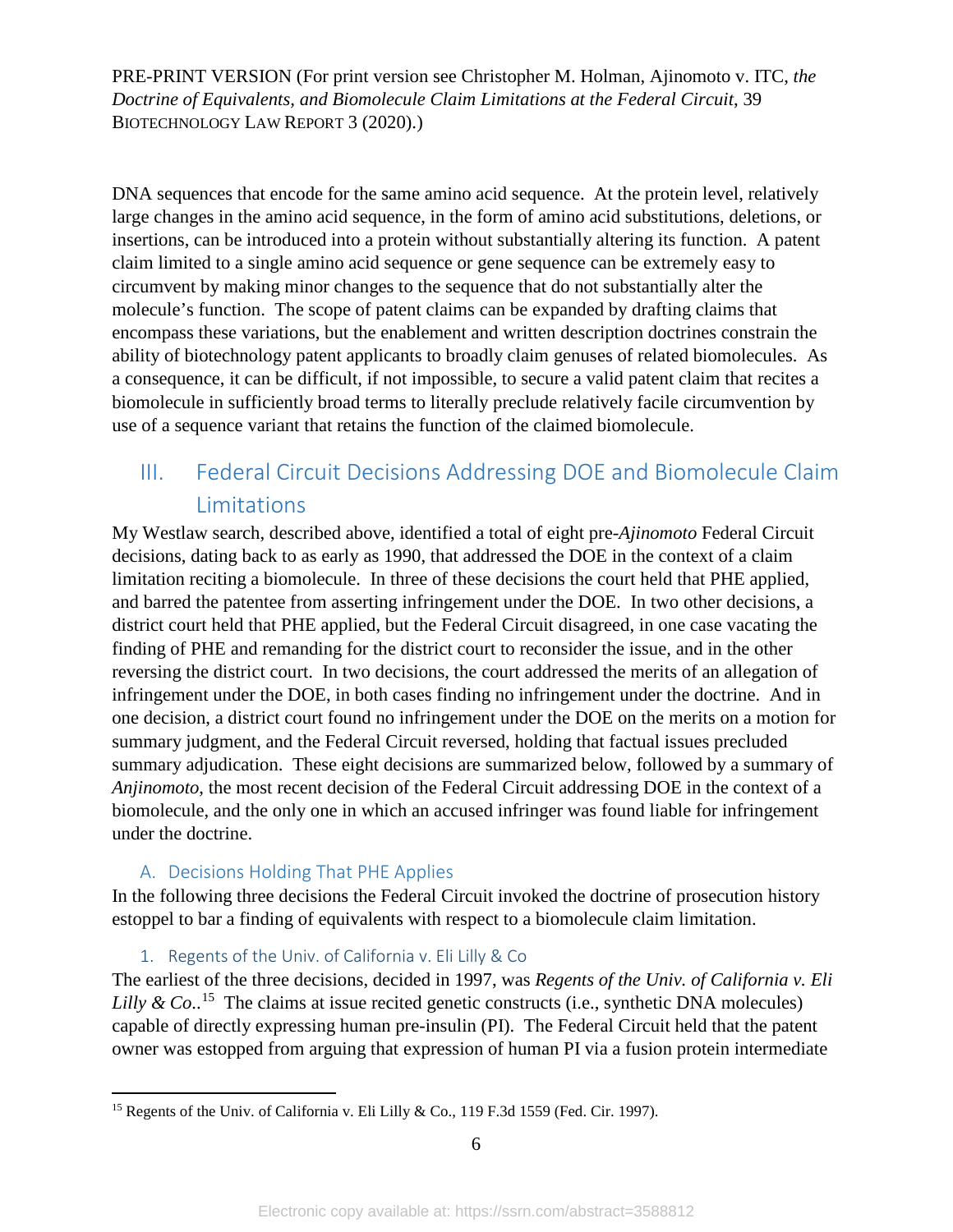DNA sequences that encode for the same amino acid sequence. At the protein level, relatively large changes in the amino acid sequence, in the form of amino acid substitutions, deletions, or insertions, can be introduced into a protein without substantially altering its function. A patent claim limited to a single amino acid sequence or gene sequence can be extremely easy to circumvent by making minor changes to the sequence that do not substantially alter the molecule's function. The scope of patent claims can be expanded by drafting claims that encompass these variations, but the enablement and written description doctrines constrain the ability of biotechnology patent applicants to broadly claim genuses of related biomolecules. As a consequence, it can be difficult, if not impossible, to secure a valid patent claim that recites a biomolecule in sufficiently broad terms to literally preclude relatively facile circumvention by use of a sequence variant that retains the function of the claimed biomolecule.

# III. Federal Circuit Decisions Addressing DOE and Biomolecule Claim Limitations

My Westlaw search, described above, identified a total of eight pre-*Ajinomoto* Federal Circuit decisions, dating back to as early as 1990, that addressed the DOE in the context of a claim limitation reciting a biomolecule. In three of these decisions the court held that PHE applied, and barred the patentee from asserting infringement under the DOE. In two other decisions, a district court held that PHE applied, but the Federal Circuit disagreed, in one case vacating the finding of PHE and remanding for the district court to reconsider the issue, and in the other reversing the district court. In two decisions, the court addressed the merits of an allegation of infringement under the DOE, in both cases finding no infringement under the doctrine. And in one decision, a district court found no infringement under the DOE on the merits on a motion for summary judgment, and the Federal Circuit reversed, holding that factual issues precluded summary adjudication. These eight decisions are summarized below, followed by a summary of *Anjinomoto*, the most recent decision of the Federal Circuit addressing DOE in the context of a biomolecule, and the only one in which an accused infringer was found liable for infringement under the doctrine.

## A. Decisions Holding That PHE Applies

In the following three decisions the Federal Circuit invoked the doctrine of prosecution history estoppel to bar a finding of equivalents with respect to a biomolecule claim limitation.

### 1. Regents of the Univ. of California v. Eli Lilly & Co

The earliest of the three decisions, decided in 1997, was *Regents of the Univ. of California v. Eli Lilly & Co.*.[15] The claims at issue recited genetic constructs (i.e., synthetic DNA molecules) capable of directly expressing human pre-insulin (PI). The Federal Circuit held that the patent owner was estopped from arguing that expression of human PI via a fusion protein intermediate

[15] Regents of the Univ. of California v. Eli Lilly & Co., 119 F.3d 1559 (Fed. Cir. 1997).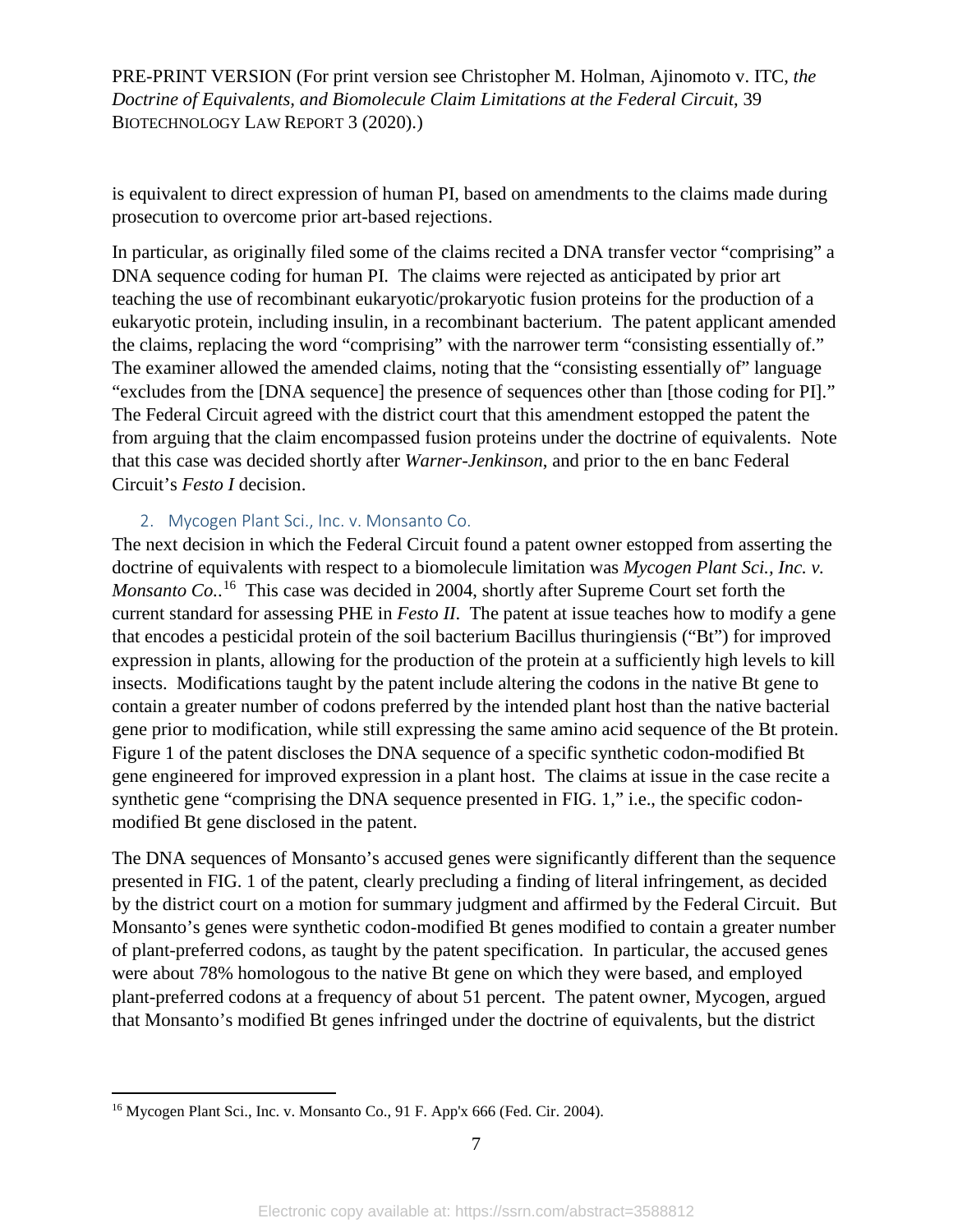is equivalent to direct expression of human PI, based on amendments to the claims made during prosecution to overcome prior art-based rejections.

In particular, as originally filed some of the claims recited a DNA transfer vector "comprising" a DNA sequence coding for human PI. The claims were rejected as anticipated by prior art teaching the use of recombinant eukaryotic/prokaryotic fusion proteins for the production of a eukaryotic protein, including insulin, in a recombinant bacterium. The patent applicant amended the claims, replacing the word "comprising" with the narrower term "consisting essentially of." The examiner allowed the amended claims, noting that the "consisting essentially of" language "excludes from the [DNA sequence] the presence of sequences other than [those coding for PI]." The Federal Circuit agreed with the district court that this amendment estopped the patent the from arguing that the claim encompassed fusion proteins under the doctrine of equivalents. Note that this case was decided shortly after *Warner-Jenkinson*, and prior to the en banc Federal Circuit's *Festo I* decision.

### 2. Mycogen Plant Sci., Inc. v. Monsanto Co.

The next decision in which the Federal Circuit found a patent owner estopped from asserting the doctrine of equivalents with respect to a biomolecule limitation was *Mycogen Plant Sci., Inc. v. Monsanto Co.*.[16] This case was decided in 2004, shortly after Supreme Court set forth the current standard for assessing PHE in *Festo II*. The patent at issue teaches how to modify a gene that encodes a pesticidal protein of the soil bacterium Bacillus thuringiensis ("Bt") for improved expression in plants, allowing for the production of the protein at a sufficiently high levels to kill insects. Modifications taught by the patent include altering the codons in the native Bt gene to contain a greater number of codons preferred by the intended plant host than the native bacterial gene prior to modification, while still expressing the same amino acid sequence of the Bt protein. Figure 1 of the patent discloses the DNA sequence of a specific synthetic codon-modified Bt gene engineered for improved expression in a plant host. The claims at issue in the case recite a synthetic gene "comprising the DNA sequence presented in FIG. 1," i.e., the specific codon-modified Bt gene disclosed in the patent.

The DNA sequences of Monsanto's accused genes were significantly different than the sequence presented in FIG. 1 of the patent, clearly precluding a finding of literal infringement, as decided by the district court on a motion for summary judgment and affirmed by the Federal Circuit. But Monsanto's genes were synthetic codon-modified Bt genes modified to contain a greater number of plant-preferred codons, as taught by the patent specification. In particular, the accused genes were about 78% homologous to the native Bt gene on which they were based, and employed plant-preferred codons at a frequency of about 51 percent. The patent owner, Mycogen, argued that Monsanto's modified Bt genes infringed under the doctrine of equivalents, but the district

[16] Mycogen Plant Sci., Inc. v. Monsanto Co., 91 F. App'x 666 (Fed. Cir. 2004).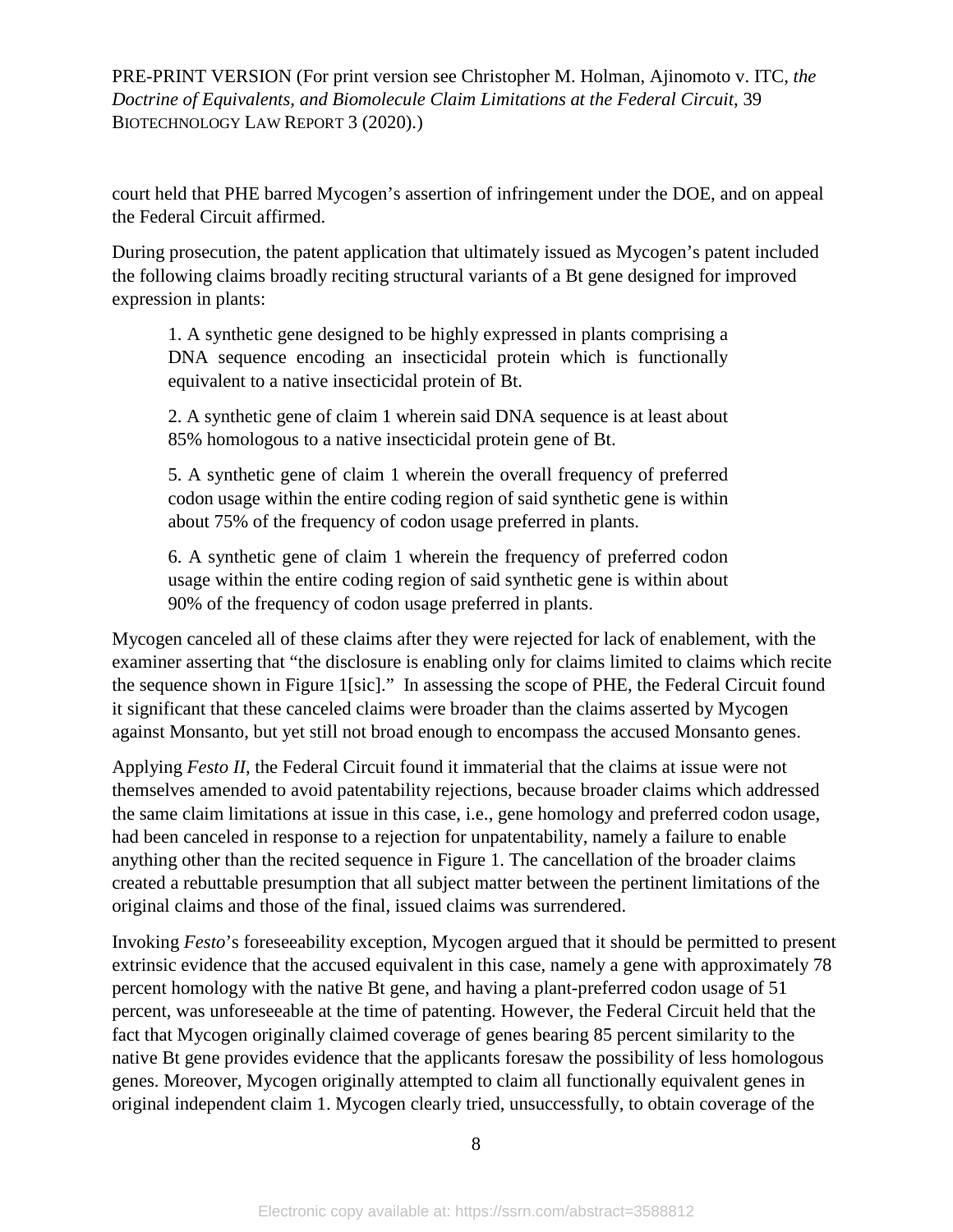court held that PHE barred Mycogen's assertion of infringement under the DOE, and on appeal the Federal Circuit affirmed.

During prosecution, the patent application that ultimately issued as Mycogen's patent included the following claims broadly reciting structural variants of a Bt gene designed for improved expression in plants:

> 1. A synthetic gene designed to be highly expressed in plants comprising a DNA sequence encoding an insecticidal protein which is functionally equivalent to a native insecticidal protein of Bt.
>
> 2. A synthetic gene of claim 1 wherein said DNA sequence is at least about 85% homologous to a native insecticidal protein gene of Bt.
>
> 5. A synthetic gene of claim 1 wherein the overall frequency of preferred codon usage within the entire coding region of said synthetic gene is within about 75% of the frequency of codon usage preferred in plants.
>
> 6. A synthetic gene of claim 1 wherein the frequency of preferred codon usage within the entire coding region of said synthetic gene is within about 90% of the frequency of codon usage preferred in plants.

Mycogen canceled all of these claims after they were rejected for lack of enablement, with the examiner asserting that "the disclosure is enabling only for claims limited to claims which recite the sequence shown in Figure 1[sic]." In assessing the scope of PHE, the Federal Circuit found it significant that these canceled claims were broader than the claims asserted by Mycogen against Monsanto, but yet still not broad enough to encompass the accused Monsanto genes.

Applying *Festo II*, the Federal Circuit found it immaterial that the claims at issue were not themselves amended to avoid patentability rejections, because broader claims which addressed the same claim limitations at issue in this case, i.e., gene homology and preferred codon usage, had been canceled in response to a rejection for unpatentability, namely a failure to enable anything other than the recited sequence in Figure 1. The cancellation of the broader claims created a rebuttable presumption that all subject matter between the pertinent limitations of the original claims and those of the final, issued claims was surrendered.

Invoking *Festo*'s foreseeability exception, Mycogen argued that it should be permitted to present extrinsic evidence that the accused equivalent in this case, namely a gene with approximately 78 percent homology with the native Bt gene, and having a plant-preferred codon usage of 51 percent, was unforeseeable at the time of patenting. However, the Federal Circuit held that the fact that Mycogen originally claimed coverage of genes bearing 85 percent similarity to the native Bt gene provides evidence that the applicants foresaw the possibility of less homologous genes. Moreover, Mycogen originally attempted to claim all functionally equivalent genes in original independent claim 1. Mycogen clearly tried, unsuccessfully, to obtain coverage of the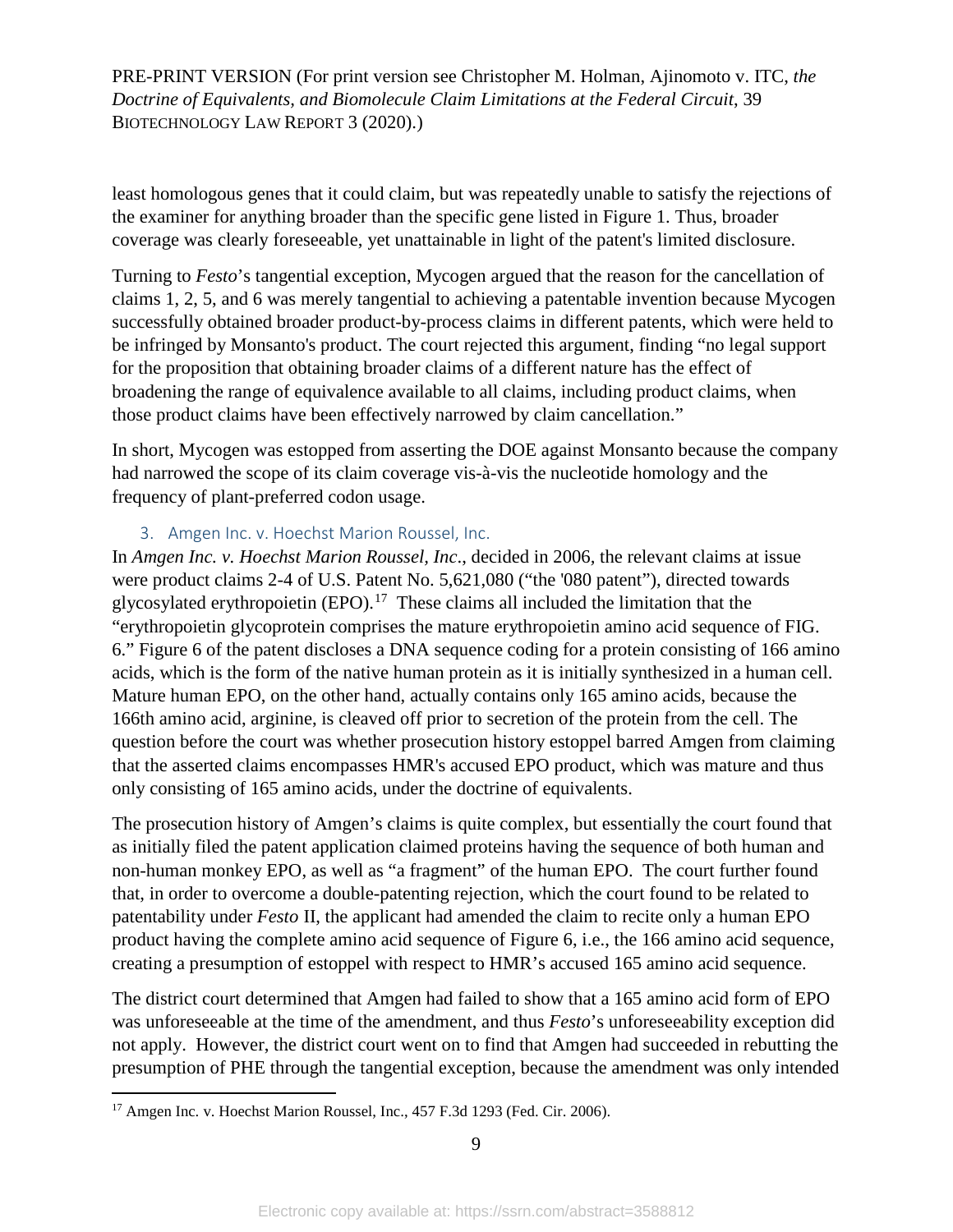least homologous genes that it could claim, but was repeatedly unable to satisfy the rejections of the examiner for anything broader than the specific gene listed in Figure 1. Thus, broader coverage was clearly foreseeable, yet unattainable in light of the patent's limited disclosure.

Turning to *Festo*'s tangential exception, Mycogen argued that the reason for the cancellation of claims 1, 2, 5, and 6 was merely tangential to achieving a patentable invention because Mycogen successfully obtained broader product-by-process claims in different patents, which were held to be infringed by Monsanto's product. The court rejected this argument, finding "no legal support for the proposition that obtaining broader claims of a different nature has the effect of broadening the range of equivalence available to all claims, including product claims, when those product claims have been effectively narrowed by claim cancellation."

In short, Mycogen was estopped from asserting the DOE against Monsanto because the company had narrowed the scope of its claim coverage vis-à-vis the nucleotide homology and the frequency of plant-preferred codon usage.

### 3. Amgen Inc. v. Hoechst Marion Roussel, Inc.

In *Amgen Inc. v. Hoechst Marion Roussel, Inc*., decided in 2006, the relevant claims at issue were product claims 2-4 of U.S. Patent No. 5,621,080 ("the '080 patent"), directed towards glycosylated erythropoietin (EPO).[17] These claims all included the limitation that the "erythropoietin glycoprotein comprises the mature erythropoietin amino acid sequence of FIG. 6." Figure 6 of the patent discloses a DNA sequence coding for a protein consisting of 166 amino acids, which is the form of the native human protein as it is initially synthesized in a human cell. Mature human EPO, on the other hand, actually contains only 165 amino acids, because the 166th amino acid, arginine, is cleaved off prior to secretion of the protein from the cell. The question before the court was whether prosecution history estoppel barred Amgen from claiming that the asserted claims encompasses HMR's accused EPO product, which was mature and thus only consisting of 165 amino acids, under the doctrine of equivalents.

The prosecution history of Amgen's claims is quite complex, but essentially the court found that as initially filed the patent application claimed proteins having the sequence of both human and non-human monkey EPO, as well as "a fragment" of the human EPO. The court further found that, in order to overcome a double-patenting rejection, which the court found to be related to patentability under *Festo* II, the applicant had amended the claim to recite only a human EPO product having the complete amino acid sequence of Figure 6, i.e., the 166 amino acid sequence, creating a presumption of estoppel with respect to HMR's accused 165 amino acid sequence.

The district court determined that Amgen had failed to show that a 165 amino acid form of EPO was unforeseeable at the time of the amendment, and thus *Festo*'s unforeseeability exception did not apply. However, the district court went on to find that Amgen had succeeded in rebutting the presumption of PHE through the tangential exception, because the amendment was only intended

[17] Amgen Inc. v. Hoechst Marion Roussel, Inc., 457 F.3d 1293 (Fed. Cir. 2006).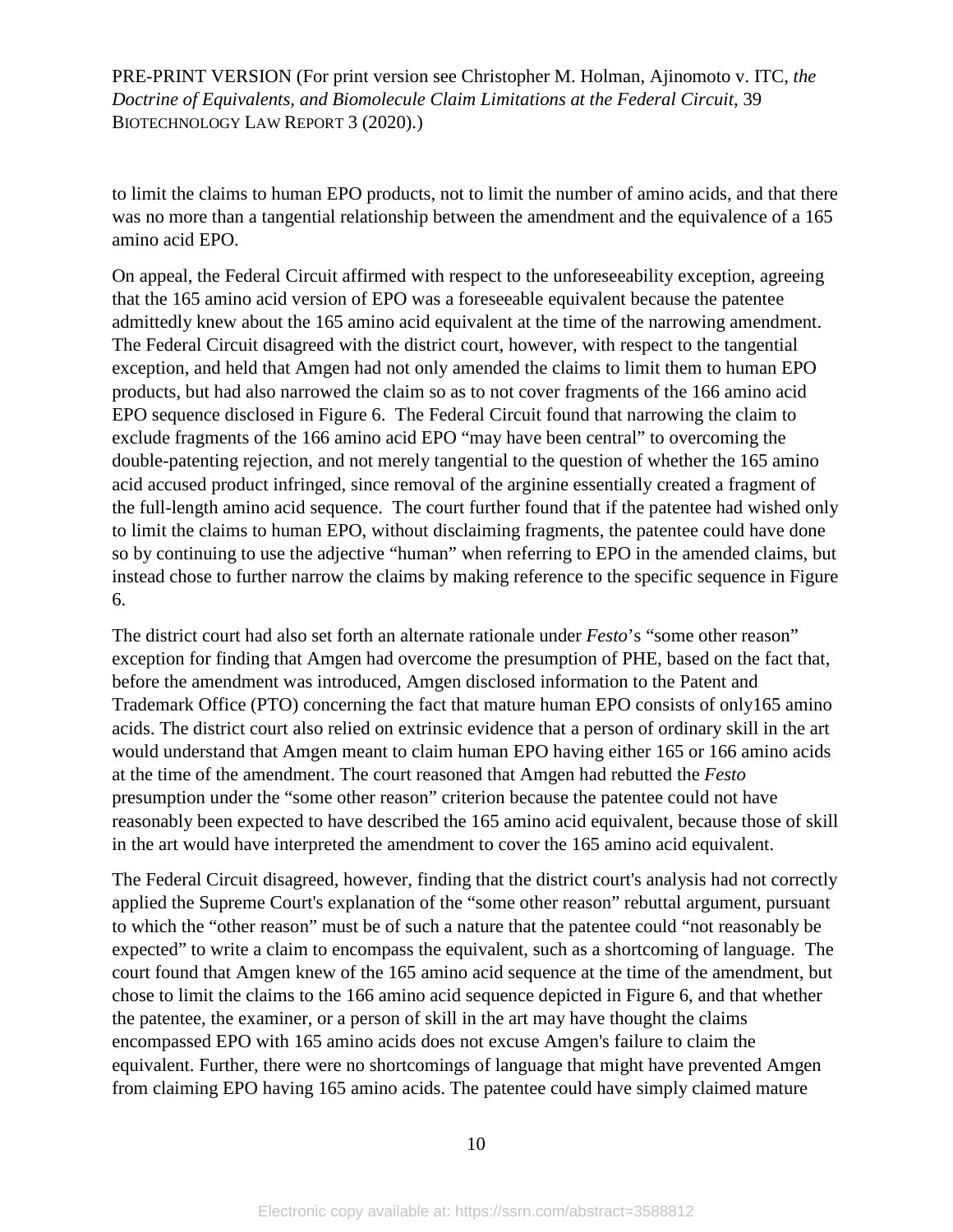to limit the claims to human EPO products, not to limit the number of amino acids, and that there was no more than a tangential relationship between the amendment and the equivalence of a 165 amino acid EPO.

On appeal, the Federal Circuit affirmed with respect to the unforeseeability exception, agreeing that the 165 amino acid version of EPO was a foreseeable equivalent because the patentee admittedly knew about the 165 amino acid equivalent at the time of the narrowing amendment. The Federal Circuit disagreed with the district court, however, with respect to the tangential exception, and held that Amgen had not only amended the claims to limit them to human EPO products, but had also narrowed the claim so as to not cover fragments of the 166 amino acid EPO sequence disclosed in Figure 6. The Federal Circuit found that narrowing the claim to exclude fragments of the 166 amino acid EPO "may have been central" to overcoming the double-patenting rejection, and not merely tangential to the question of whether the 165 amino acid accused product infringed, since removal of the arginine essentially created a fragment of the full-length amino acid sequence. The court further found that if the patentee had wished only to limit the claims to human EPO, without disclaiming fragments, the patentee could have done so by continuing to use the adjective "human" when referring to EPO in the amended claims, but instead chose to further narrow the claims by making reference to the specific sequence in Figure 6.

The district court had also set forth an alternate rationale under *Festo*'s "some other reason" exception for finding that Amgen had overcome the presumption of PHE, based on the fact that, before the amendment was introduced, Amgen disclosed information to the Patent and Trademark Office (PTO) concerning the fact that mature human EPO consists of only165 amino acids. The district court also relied on extrinsic evidence that a person of ordinary skill in the art would understand that Amgen meant to claim human EPO having either 165 or 166 amino acids at the time of the amendment. The court reasoned that Amgen had rebutted the *Festo* presumption under the "some other reason" criterion because the patentee could not have reasonably been expected to have described the 165 amino acid equivalent, because those of skill in the art would have interpreted the amendment to cover the 165 amino acid equivalent.

The Federal Circuit disagreed, however, finding that the district court's analysis had not correctly applied the Supreme Court's explanation of the "some other reason" rebuttal argument, pursuant to which the "other reason" must be of such a nature that the patentee could "not reasonably be expected" to write a claim to encompass the equivalent, such as a shortcoming of language. The court found that Amgen knew of the 165 amino acid sequence at the time of the amendment, but chose to limit the claims to the 166 amino acid sequence depicted in Figure 6, and that whether the patentee, the examiner, or a person of skill in the art may have thought the claims encompassed EPO with 165 amino acids does not excuse Amgen's failure to claim the equivalent. Further, there were no shortcomings of language that might have prevented Amgen from claiming EPO having 165 amino acids. The patentee could have simply claimed mature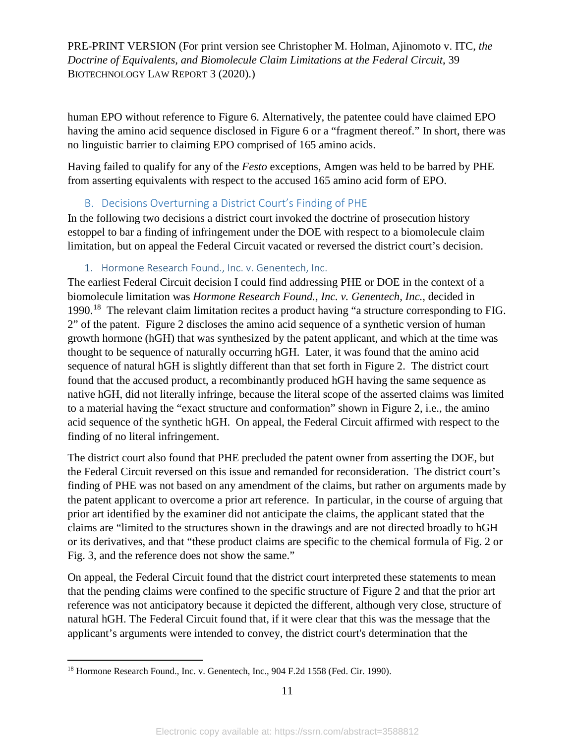human EPO without reference to Figure 6. Alternatively, the patentee could have claimed EPO having the amino acid sequence disclosed in Figure 6 or a "fragment thereof." In short, there was no linguistic barrier to claiming EPO comprised of 165 amino acids.

Having failed to qualify for any of the *Festo* exceptions, Amgen was held to be barred by PHE from asserting equivalents with respect to the accused 165 amino acid form of EPO.

## B. Decisions Overturning a District Court's Finding of PHE

In the following two decisions a district court invoked the doctrine of prosecution history estoppel to bar a finding of infringement under the DOE with respect to a biomolecule claim limitation, but on appeal the Federal Circuit vacated or reversed the district court's decision.

### 1. Hormone Research Found., Inc. v. Genentech, Inc.

The earliest Federal Circuit decision I could find addressing PHE or DOE in the context of a biomolecule limitation was *Hormone Research Found., Inc. v. Genentech, Inc.*, decided in 1990.[18] The relevant claim limitation recites a product having "a structure corresponding to FIG. 2" of the patent. Figure 2 discloses the amino acid sequence of a synthetic version of human growth hormone (hGH) that was synthesized by the patent applicant, and which at the time was thought to be sequence of naturally occurring hGH. Later, it was found that the amino acid sequence of natural hGH is slightly different than that set forth in Figure 2. The district court found that the accused product, a recombinantly produced hGH having the same sequence as native hGH, did not literally infringe, because the literal scope of the asserted claims was limited to a material having the "exact structure and conformation" shown in Figure 2, i.e., the amino acid sequence of the synthetic hGH. On appeal, the Federal Circuit affirmed with respect to the finding of no literal infringement.

The district court also found that PHE precluded the patent owner from asserting the DOE, but the Federal Circuit reversed on this issue and remanded for reconsideration. The district court's finding of PHE was not based on any amendment of the claims, but rather on arguments made by the patent applicant to overcome a prior art reference. In particular, in the course of arguing that prior art identified by the examiner did not anticipate the claims, the applicant stated that the claims are "limited to the structures shown in the drawings and are not directed broadly to hGH or its derivatives, and that "these product claims are specific to the chemical formula of Fig. 2 or Fig. 3, and the reference does not show the same."

On appeal, the Federal Circuit found that the district court interpreted these statements to mean that the pending claims were confined to the specific structure of Figure 2 and that the prior art reference was not anticipatory because it depicted the different, although very close, structure of natural hGH. The Federal Circuit found that, if it were clear that this was the message that the applicant's arguments were intended to convey, the district court's determination that the

[18] Hormone Research Found., Inc. v. Genentech, Inc., 904 F.2d 1558 (Fed. Cir. 1990).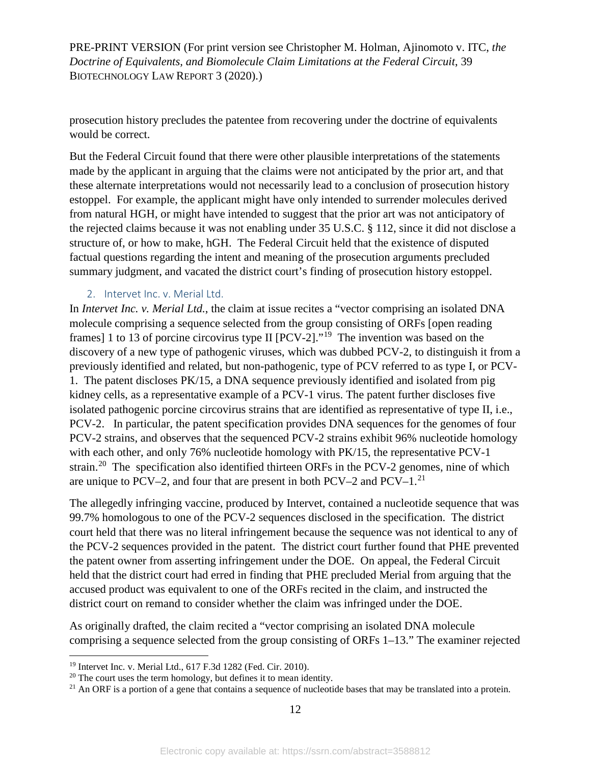prosecution history precludes the patentee from recovering under the doctrine of equivalents would be correct.

But the Federal Circuit found that there were other plausible interpretations of the statements made by the applicant in arguing that the claims were not anticipated by the prior art, and that these alternate interpretations would not necessarily lead to a conclusion of prosecution history estoppel. For example, the applicant might have only intended to surrender molecules derived from natural HGH, or might have intended to suggest that the prior art was not anticipatory of the rejected claims because it was not enabling under 35 U.S.C. § 112, since it did not disclose a structure of, or how to make, hGH. The Federal Circuit held that the existence of disputed factual questions regarding the intent and meaning of the prosecution arguments precluded summary judgment, and vacated the district court's finding of prosecution history estoppel.

### 2. Intervet Inc. v. Merial Ltd.

In *Intervet Inc. v. Merial Ltd.*, the claim at issue recites a "vector comprising an isolated DNA molecule comprising a sequence selected from the group consisting of ORFs [open reading frames] 1 to 13 of porcine circovirus type II [PCV-2]."[19] The invention was based on the discovery of a new type of pathogenic viruses, which was dubbed PCV-2, to distinguish it from a previously identified and related, but non-pathogenic, type of PCV referred to as type I, or PCV-1. The patent discloses PK/15, a DNA sequence previously identified and isolated from pig kidney cells, as a representative example of a PCV-1 virus. The patent further discloses five isolated pathogenic porcine circovirus strains that are identified as representative of type II, i.e., PCV-2. In particular, the patent specification provides DNA sequences for the genomes of four PCV-2 strains, and observes that the sequenced PCV-2 strains exhibit 96% nucleotide homology with each other, and only 76% nucleotide homology with PK/15, the representative PCV-1 strain.[20] The specification also identified thirteen ORFs in the PCV-2 genomes, nine of which are unique to PCV–2, and four that are present in both PCV–2 and PCV–1.[21]

The allegedly infringing vaccine, produced by Intervet, contained a nucleotide sequence that was 99.7% homologous to one of the PCV-2 sequences disclosed in the specification. The district court held that there was no literal infringement because the sequence was not identical to any of the PCV-2 sequences provided in the patent. The district court further found that PHE prevented the patent owner from asserting infringement under the DOE. On appeal, the Federal Circuit held that the district court had erred in finding that PHE precluded Merial from arguing that the accused product was equivalent to one of the ORFs recited in the claim, and instructed the district court on remand to consider whether the claim was infringed under the DOE.

As originally drafted, the claim recited a "vector comprising an isolated DNA molecule comprising a sequence selected from the group consisting of ORFs 1–13." The examiner rejected

---

[19] Intervet Inc. v. Merial Ltd., 617 F.3d 1282 (Fed. Cir. 2010).

[20] The court uses the term homology, but defines it to mean identity.

[21] An ORF is a portion of a gene that contains a sequence of nucleotide bases that may be translated into a protein.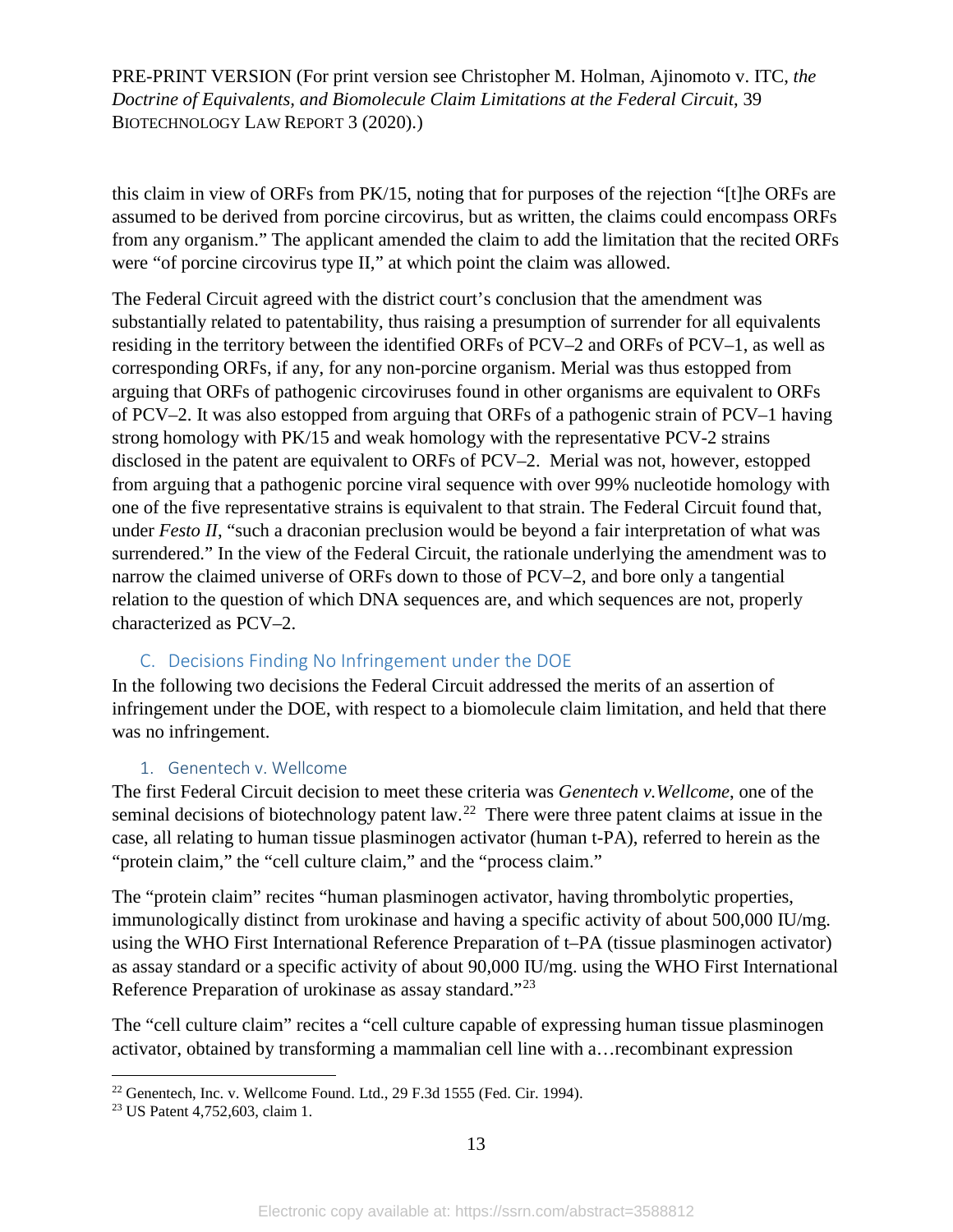this claim in view of ORFs from PK/15, noting that for purposes of the rejection "[t]he ORFs are assumed to be derived from porcine circovirus, but as written, the claims could encompass ORFs from any organism." The applicant amended the claim to add the limitation that the recited ORFs were "of porcine circovirus type II," at which point the claim was allowed.

The Federal Circuit agreed with the district court's conclusion that the amendment was substantially related to patentability, thus raising a presumption of surrender for all equivalents residing in the territory between the identified ORFs of PCV–2 and ORFs of PCV–1, as well as corresponding ORFs, if any, for any non-porcine organism. Merial was thus estopped from arguing that ORFs of pathogenic circoviruses found in other organisms are equivalent to ORFs of PCV–2. It was also estopped from arguing that ORFs of a pathogenic strain of PCV–1 having strong homology with PK/15 and weak homology with the representative PCV-2 strains disclosed in the patent are equivalent to ORFs of PCV–2. Merial was not, however, estopped from arguing that a pathogenic porcine viral sequence with over 99% nucleotide homology with one of the five representative strains is equivalent to that strain. The Federal Circuit found that, under *Festo II*, "such a draconian preclusion would be beyond a fair interpretation of what was surrendered." In the view of the Federal Circuit, the rationale underlying the amendment was to narrow the claimed universe of ORFs down to those of PCV–2, and bore only a tangential relation to the question of which DNA sequences are, and which sequences are not, properly characterized as PCV–2.

## C. Decisions Finding No Infringement under the DOE

In the following two decisions the Federal Circuit addressed the merits of an assertion of infringement under the DOE, with respect to a biomolecule claim limitation, and held that there was no infringement.

### 1. Genentech v. Wellcome

The first Federal Circuit decision to meet these criteria was *Genentech v.Wellcome*, one of the seminal decisions of biotechnology patent law.[22] There were three patent claims at issue in the case, all relating to human tissue plasminogen activator (human t-PA), referred to herein as the "protein claim," the "cell culture claim," and the "process claim."

The "protein claim" recites "human plasminogen activator, having thrombolytic properties, immunologically distinct from urokinase and having a specific activity of about 500,000 IU/mg. using the WHO First International Reference Preparation of t–PA (tissue plasminogen activator) as assay standard or a specific activity of about 90,000 IU/mg. using the WHO First International Reference Preparation of urokinase as assay standard."[23]

The "cell culture claim" recites a "cell culture capable of expressing human tissue plasminogen activator, obtained by transforming a mammalian cell line with a…recombinant expression

[22] Genentech, Inc. v. Wellcome Found. Ltd., 29 F.3d 1555 (Fed. Cir. 1994).

[23] US Patent 4,752,603, claim 1.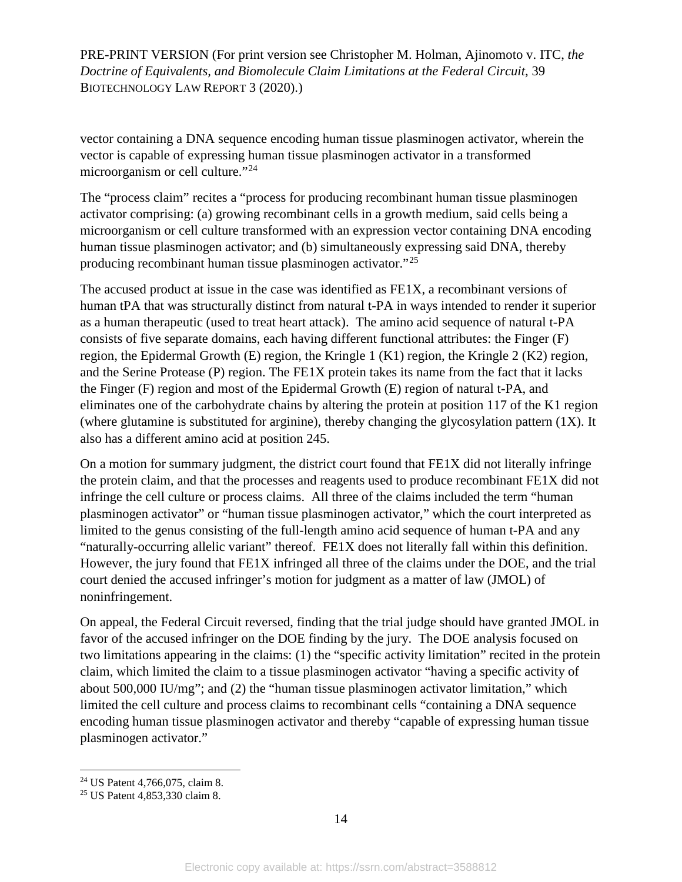vector containing a DNA sequence encoding human tissue plasminogen activator, wherein the vector is capable of expressing human tissue plasminogen activator in a transformed microorganism or cell culture."[24]

The "process claim" recites a "process for producing recombinant human tissue plasminogen activator comprising: (a) growing recombinant cells in a growth medium, said cells being a microorganism or cell culture transformed with an expression vector containing DNA encoding human tissue plasminogen activator; and (b) simultaneously expressing said DNA, thereby producing recombinant human tissue plasminogen activator."[25]

The accused product at issue in the case was identified as FE1X, a recombinant versions of human tPA that was structurally distinct from natural t-PA in ways intended to render it superior as a human therapeutic (used to treat heart attack). The amino acid sequence of natural t-PA consists of five separate domains, each having different functional attributes: the Finger (F) region, the Epidermal Growth (E) region, the Kringle 1 (K1) region, the Kringle 2 (K2) region, and the Serine Protease (P) region. The FE1X protein takes its name from the fact that it lacks the Finger (F) region and most of the Epidermal Growth (E) region of natural t-PA, and eliminates one of the carbohydrate chains by altering the protein at position 117 of the K1 region (where glutamine is substituted for arginine), thereby changing the glycosylation pattern (1X). It also has a different amino acid at position 245.

On a motion for summary judgment, the district court found that FE1X did not literally infringe the protein claim, and that the processes and reagents used to produce recombinant FE1X did not infringe the cell culture or process claims. All three of the claims included the term "human plasminogen activator" or "human tissue plasminogen activator," which the court interpreted as limited to the genus consisting of the full-length amino acid sequence of human t-PA and any "naturally-occurring allelic variant" thereof. FE1X does not literally fall within this definition. However, the jury found that FE1X infringed all three of the claims under the DOE, and the trial court denied the accused infringer's motion for judgment as a matter of law (JMOL) of noninfringement.

On appeal, the Federal Circuit reversed, finding that the trial judge should have granted JMOL in favor of the accused infringer on the DOE finding by the jury. The DOE analysis focused on two limitations appearing in the claims: (1) the "specific activity limitation" recited in the protein claim, which limited the claim to a tissue plasminogen activator "having a specific activity of about 500,000 IU/mg"; and (2) the "human tissue plasminogen activator limitation," which limited the cell culture and process claims to recombinant cells "containing a DNA sequence encoding human tissue plasminogen activator and thereby "capable of expressing human tissue plasminogen activator."

---

[24] US Patent 4,766,075, claim 8.

[25] US Patent 4,853,330 claim 8.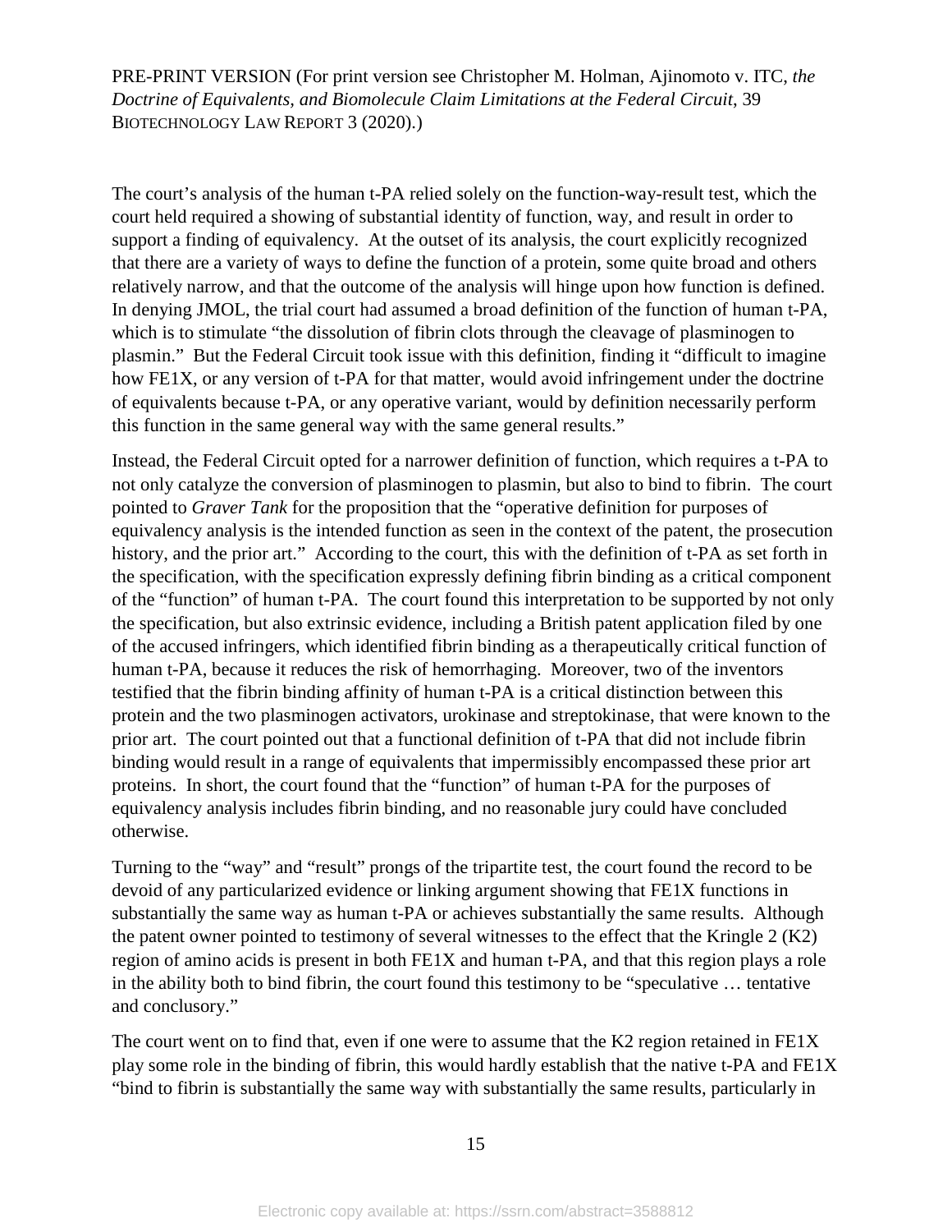The court's analysis of the human t-PA relied solely on the function-way-result test, which the court held required a showing of substantial identity of function, way, and result in order to support a finding of equivalency. At the outset of its analysis, the court explicitly recognized that there are a variety of ways to define the function of a protein, some quite broad and others relatively narrow, and that the outcome of the analysis will hinge upon how function is defined. In denying JMOL, the trial court had assumed a broad definition of the function of human t-PA, which is to stimulate "the dissolution of fibrin clots through the cleavage of plasminogen to plasmin." But the Federal Circuit took issue with this definition, finding it "difficult to imagine how FE1X, or any version of t-PA for that matter, would avoid infringement under the doctrine of equivalents because t-PA, or any operative variant, would by definition necessarily perform this function in the same general way with the same general results."

Instead, the Federal Circuit opted for a narrower definition of function, which requires a t-PA to not only catalyze the conversion of plasminogen to plasmin, but also to bind to fibrin. The court pointed to *Graver Tank* for the proposition that the "operative definition for purposes of equivalency analysis is the intended function as seen in the context of the patent, the prosecution history, and the prior art." According to the court, this with the definition of t-PA as set forth in the specification, with the specification expressly defining fibrin binding as a critical component of the "function" of human t-PA. The court found this interpretation to be supported by not only the specification, but also extrinsic evidence, including a British patent application filed by one of the accused infringers, which identified fibrin binding as a therapeutically critical function of human t-PA, because it reduces the risk of hemorrhaging. Moreover, two of the inventors testified that the fibrin binding affinity of human t-PA is a critical distinction between this protein and the two plasminogen activators, urokinase and streptokinase, that were known to the prior art. The court pointed out that a functional definition of t-PA that did not include fibrin binding would result in a range of equivalents that impermissibly encompassed these prior art proteins. In short, the court found that the "function" of human t-PA for the purposes of equivalency analysis includes fibrin binding, and no reasonable jury could have concluded otherwise.

Turning to the "way" and "result" prongs of the tripartite test, the court found the record to be devoid of any particularized evidence or linking argument showing that FE1X functions in substantially the same way as human t-PA or achieves substantially the same results. Although the patent owner pointed to testimony of several witnesses to the effect that the Kringle 2 (K2) region of amino acids is present in both FE1X and human t-PA, and that this region plays a role in the ability both to bind fibrin, the court found this testimony to be "speculative … tentative and conclusory."

The court went on to find that, even if one were to assume that the K2 region retained in FE1X play some role in the binding of fibrin, this would hardly establish that the native t-PA and FE1X "bind to fibrin is substantially the same way with substantially the same results, particularly in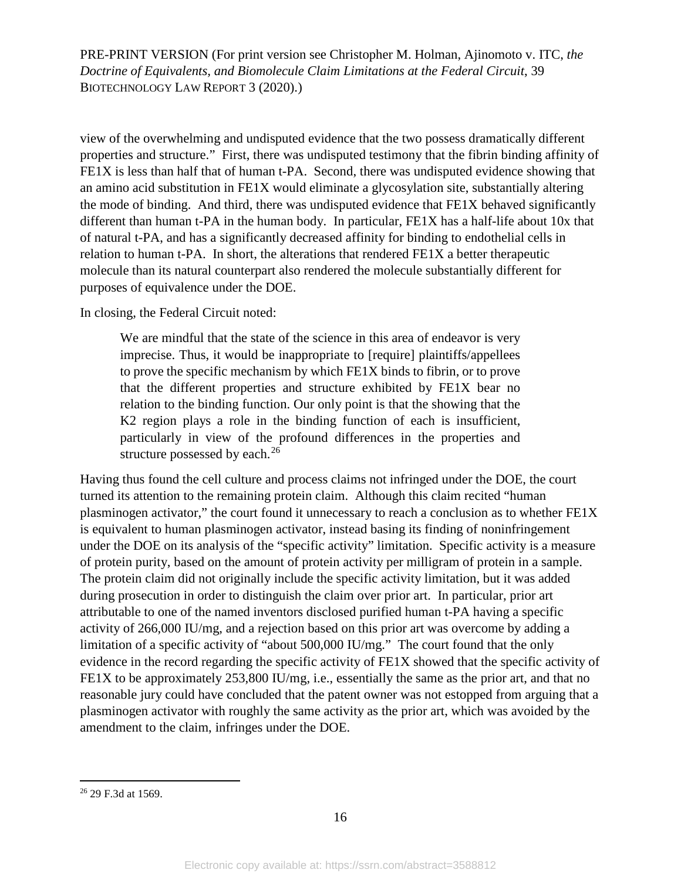view of the overwhelming and undisputed evidence that the two possess dramatically different properties and structure." First, there was undisputed testimony that the fibrin binding affinity of FE1X is less than half that of human t-PA. Second, there was undisputed evidence showing that an amino acid substitution in FE1X would eliminate a glycosylation site, substantially altering the mode of binding. And third, there was undisputed evidence that FE1X behaved significantly different than human t-PA in the human body. In particular, FE1X has a half-life about 10x that of natural t-PA, and has a significantly decreased affinity for binding to endothelial cells in relation to human t-PA. In short, the alterations that rendered FE1X a better therapeutic molecule than its natural counterpart also rendered the molecule substantially different for purposes of equivalence under the DOE.

In closing, the Federal Circuit noted:

> We are mindful that the state of the science in this area of endeavor is very imprecise. Thus, it would be inappropriate to [require] plaintiffs/appellees to prove the specific mechanism by which FE1X binds to fibrin, or to prove that the different properties and structure exhibited by FE1X bear no relation to the binding function. Our only point is that the showing that the K2 region plays a role in the binding function of each is insufficient, particularly in view of the profound differences in the properties and structure possessed by each.[26]

Having thus found the cell culture and process claims not infringed under the DOE, the court turned its attention to the remaining protein claim. Although this claim recited "human plasminogen activator," the court found it unnecessary to reach a conclusion as to whether FE1X is equivalent to human plasminogen activator, instead basing its finding of noninfringement under the DOE on its analysis of the "specific activity" limitation. Specific activity is a measure of protein purity, based on the amount of protein activity per milligram of protein in a sample. The protein claim did not originally include the specific activity limitation, but it was added during prosecution in order to distinguish the claim over prior art. In particular, prior art attributable to one of the named inventors disclosed purified human t-PA having a specific activity of 266,000 IU/mg, and a rejection based on this prior art was overcome by adding a limitation of a specific activity of "about 500,000 IU/mg." The court found that the only evidence in the record regarding the specific activity of FE1X showed that the specific activity of FE1X to be approximately 253,800 IU/mg, i.e., essentially the same as the prior art, and that no reasonable jury could have concluded that the patent owner was not estopped from arguing that a plasminogen activator with roughly the same activity as the prior art, which was avoided by the amendment to the claim, infringes under the DOE.

---

[26] 29 F.3d at 1569.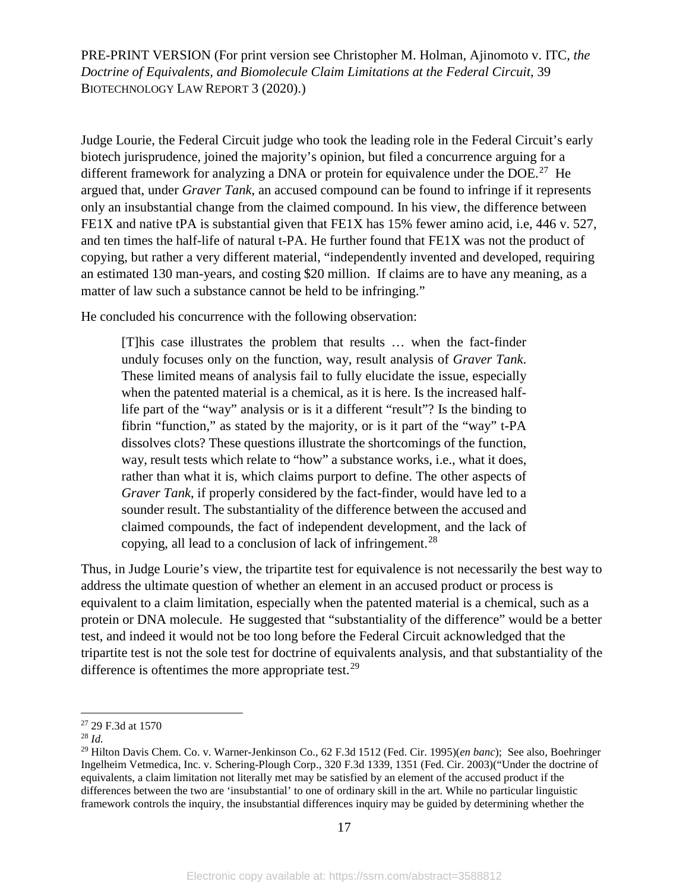Judge Lourie, the Federal Circuit judge who took the leading role in the Federal Circuit's early biotech jurisprudence, joined the majority's opinion, but filed a concurrence arguing for a different framework for analyzing a DNA or protein for equivalence under the DOE.[27] He argued that, under *Graver Tank*, an accused compound can be found to infringe if it represents only an insubstantial change from the claimed compound. In his view, the difference between FE1X and native tPA is substantial given that FE1X has 15% fewer amino acid, i.e, 446 v. 527, and ten times the half-life of natural t-PA. He further found that FE1X was not the product of copying, but rather a very different material, "independently invented and developed, requiring an estimated 130 man-years, and costing $20 million. If claims are to have any meaning, as a matter of law such a substance cannot be held to be infringing."

He concluded his concurrence with the following observation:

> [T]his case illustrates the problem that results … when the fact-finder unduly focuses only on the function, way, result analysis of *Graver Tank*. These limited means of analysis fail to fully elucidate the issue, especially when the patented material is a chemical, as it is here. Is the increased half-life part of the "way" analysis or is it a different "result"? Is the binding to fibrin "function," as stated by the majority, or is it part of the "way" t-PA dissolves clots? These questions illustrate the shortcomings of the function, way, result tests which relate to "how" a substance works, i.e., what it does, rather than what it is, which claims purport to define. The other aspects of *Graver Tank*, if properly considered by the fact-finder, would have led to a sounder result. The substantiality of the difference between the accused and claimed compounds, the fact of independent development, and the lack of copying, all lead to a conclusion of lack of infringement.[28]

Thus, in Judge Lourie's view, the tripartite test for equivalence is not necessarily the best way to address the ultimate question of whether an element in an accused product or process is equivalent to a claim limitation, especially when the patented material is a chemical, such as a protein or DNA molecule. He suggested that "substantiality of the difference" would be a better test, and indeed it would not be too long before the Federal Circuit acknowledged that the tripartite test is not the sole test for doctrine of equivalents analysis, and that substantiality of the difference is oftentimes the more appropriate test.[29]

---

[27] 29 F.3d at 1570

[28] *Id.*

[29] Hilton Davis Chem. Co. v. Warner-Jenkinson Co., 62 F.3d 1512 (Fed. Cir. 1995)(*en banc*); See also, Boehringer Ingelheim Vetmedica, Inc. v. Schering-Plough Corp., 320 F.3d 1339, 1351 (Fed. Cir. 2003)("Under the doctrine of equivalents, a claim limitation not literally met may be satisfied by an element of the accused product if the differences between the two are 'insubstantial' to one of ordinary skill in the art. While no particular linguistic framework controls the inquiry, the insubstantial differences inquiry may be guided by determining whether the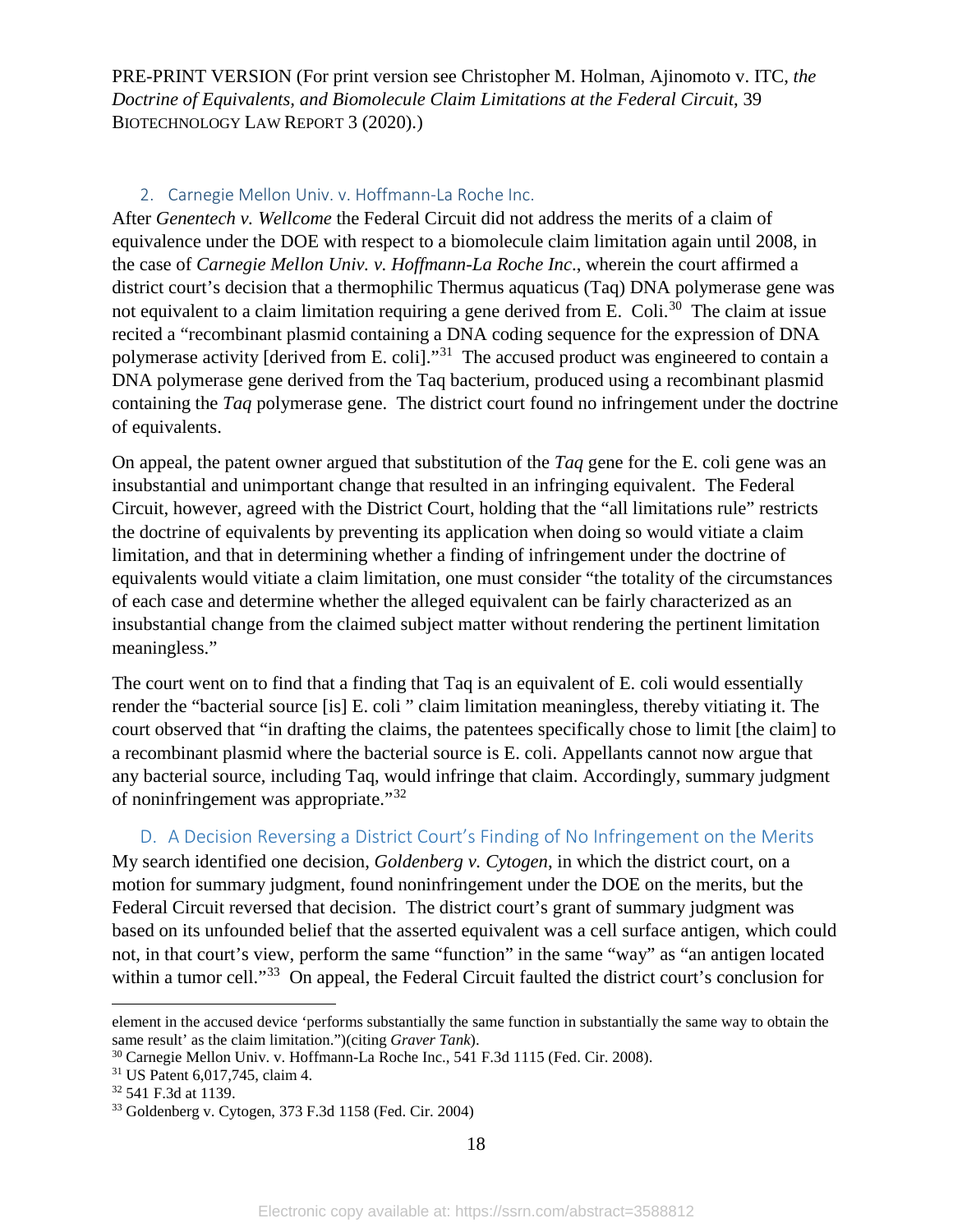### 2. Carnegie Mellon Univ. v. Hoffmann-La Roche Inc.

After *Genentech v. Wellcome* the Federal Circuit did not address the merits of a claim of equivalence under the DOE with respect to a biomolecule claim limitation again until 2008, in the case of *Carnegie Mellon Univ. v. Hoffmann-La Roche Inc*., wherein the court affirmed a district court's decision that a thermophilic Thermus aquaticus (Taq) DNA polymerase gene was not equivalent to a claim limitation requiring a gene derived from E. Coli.[30] The claim at issue recited a "recombinant plasmid containing a DNA coding sequence for the expression of DNA polymerase activity [derived from E. coli]."[31] The accused product was engineered to contain a DNA polymerase gene derived from the Taq bacterium, produced using a recombinant plasmid containing the *Taq* polymerase gene. The district court found no infringement under the doctrine of equivalents.

On appeal, the patent owner argued that substitution of the *Taq* gene for the E. coli gene was an insubstantial and unimportant change that resulted in an infringing equivalent. The Federal Circuit, however, agreed with the District Court, holding that the "all limitations rule" restricts the doctrine of equivalents by preventing its application when doing so would vitiate a claim limitation, and that in determining whether a finding of infringement under the doctrine of equivalents would vitiate a claim limitation, one must consider "the totality of the circumstances of each case and determine whether the alleged equivalent can be fairly characterized as an insubstantial change from the claimed subject matter without rendering the pertinent limitation meaningless."

The court went on to find that a finding that Taq is an equivalent of E. coli would essentially render the "bacterial source [is] E. coli " claim limitation meaningless, thereby vitiating it. The court observed that "in drafting the claims, the patentees specifically chose to limit [the claim] to a recombinant plasmid where the bacterial source is E. coli. Appellants cannot now argue that any bacterial source, including Taq, would infringe that claim. Accordingly, summary judgment of noninfringement was appropriate."[32]

## D. A Decision Reversing a District Court's Finding of No Infringement on the Merits

My search identified one decision, *Goldenberg v. Cytogen*, in which the district court, on a motion for summary judgment, found noninfringement under the DOE on the merits, but the Federal Circuit reversed that decision. The district court's grant of summary judgment was based on its unfounded belief that the asserted equivalent was a cell surface antigen, which could not, in that court's view, perform the same "function" in the same "way" as "an antigen located within a tumor cell."[33] On appeal, the Federal Circuit faulted the district court's conclusion for

---

element in the accused device 'performs substantially the same function in substantially the same way to obtain the same result' as the claim limitation.")(citing *Graver Tank*).

[30] Carnegie Mellon Univ. v. Hoffmann-La Roche Inc., 541 F.3d 1115 (Fed. Cir. 2008).

[31] US Patent 6,017,745, claim 4.

[32] 541 F.3d at 1139.

[33] Goldenberg v. Cytogen, 373 F.3d 1158 (Fed. Cir. 2004)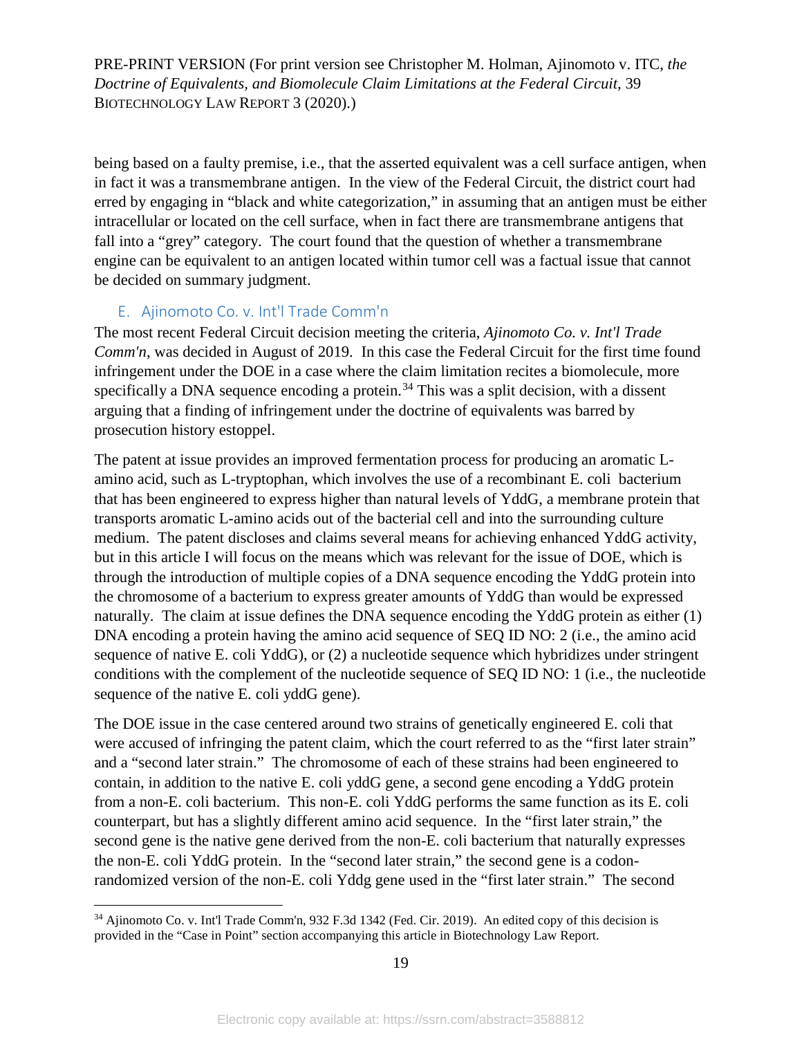being based on a faulty premise, i.e., that the asserted equivalent was a cell surface antigen, when in fact it was a transmembrane antigen. In the view of the Federal Circuit, the district court had erred by engaging in "black and white categorization," in assuming that an antigen must be either intracellular or located on the cell surface, when in fact there are transmembrane antigens that fall into a "grey" category. The court found that the question of whether a transmembrane engine can be equivalent to an antigen located within tumor cell was a factual issue that cannot be decided on summary judgment.

### E. Ajinomoto Co. v. Int'l Trade Comm'n

The most recent Federal Circuit decision meeting the criteria, *Ajinomoto Co. v. Int'l Trade Comm'n*, was decided in August of 2019. In this case the Federal Circuit for the first time found infringement under the DOE in a case where the claim limitation recites a biomolecule, more specifically a DNA sequence encoding a protein.[34] This was a split decision, with a dissent arguing that a finding of infringement under the doctrine of equivalents was barred by prosecution history estoppel.

The patent at issue provides an improved fermentation process for producing an aromatic L-amino acid, such as L-tryptophan, which involves the use of a recombinant E. coli bacterium that has been engineered to express higher than natural levels of YddG, a membrane protein that transports aromatic L-amino acids out of the bacterial cell and into the surrounding culture medium. The patent discloses and claims several means for achieving enhanced YddG activity, but in this article I will focus on the means which was relevant for the issue of DOE, which is through the introduction of multiple copies of a DNA sequence encoding the YddG protein into the chromosome of a bacterium to express greater amounts of YddG than would be expressed naturally. The claim at issue defines the DNA sequence encoding the YddG protein as either (1) DNA encoding a protein having the amino acid sequence of SEQ ID NO: 2 (i.e., the amino acid sequence of native E. coli YddG), or (2) a nucleotide sequence which hybridizes under stringent conditions with the complement of the nucleotide sequence of SEQ ID NO: 1 (i.e., the nucleotide sequence of the native E. coli yddG gene).

The DOE issue in the case centered around two strains of genetically engineered E. coli that were accused of infringing the patent claim, which the court referred to as the "first later strain" and a "second later strain." The chromosome of each of these strains had been engineered to contain, in addition to the native E. coli yddG gene, a second gene encoding a YddG protein from a non-E. coli bacterium. This non-E. coli YddG performs the same function as its E. coli counterpart, but has a slightly different amino acid sequence. In the "first later strain," the second gene is the native gene derived from the non-E. coli bacterium that naturally expresses the non-E. coli YddG protein. In the "second later strain," the second gene is a codon-randomized version of the non-E. coli Yddg gene used in the "first later strain." The second

[34] Ajinomoto Co. v. Int'l Trade Comm'n, 932 F.3d 1342 (Fed. Cir. 2019). An edited copy of this decision is provided in the "Case in Point" section accompanying this article in Biotechnology Law Report.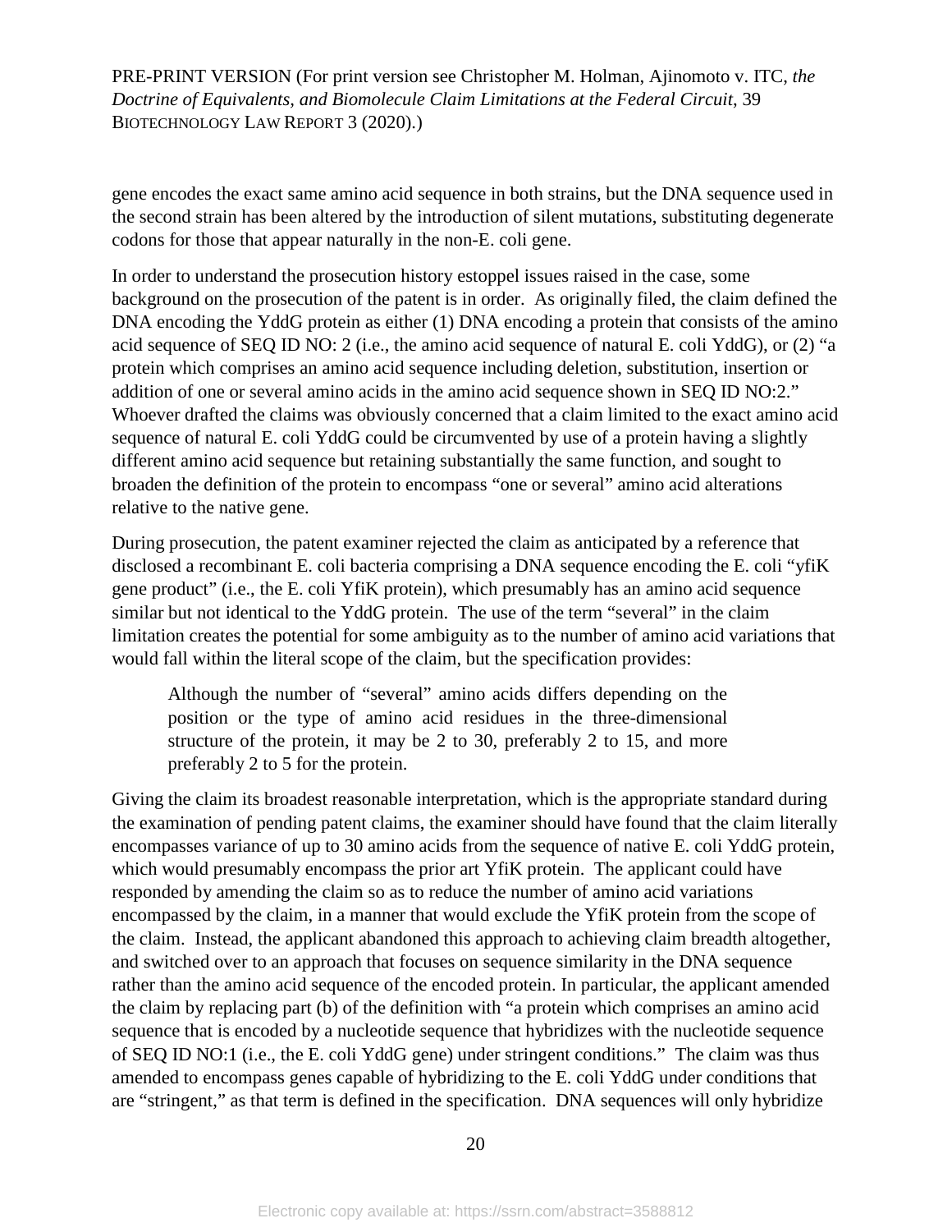gene encodes the exact same amino acid sequence in both strains, but the DNA sequence used in the second strain has been altered by the introduction of silent mutations, substituting degenerate codons for those that appear naturally in the non-E. coli gene.

In order to understand the prosecution history estoppel issues raised in the case, some background on the prosecution of the patent is in order. As originally filed, the claim defined the DNA encoding the YddG protein as either (1) DNA encoding a protein that consists of the amino acid sequence of SEQ ID NO: 2 (i.e., the amino acid sequence of natural E. coli YddG), or (2) "a protein which comprises an amino acid sequence including deletion, substitution, insertion or addition of one or several amino acids in the amino acid sequence shown in SEQ ID NO:2." Whoever drafted the claims was obviously concerned that a claim limited to the exact amino acid sequence of natural E. coli YddG could be circumvented by use of a protein having a slightly different amino acid sequence but retaining substantially the same function, and sought to broaden the definition of the protein to encompass "one or several" amino acid alterations relative to the native gene.

During prosecution, the patent examiner rejected the claim as anticipated by a reference that disclosed a recombinant E. coli bacteria comprising a DNA sequence encoding the E. coli "yfiK gene product" (i.e., the E. coli YfiK protein), which presumably has an amino acid sequence similar but not identical to the YddG protein. The use of the term "several" in the claim limitation creates the potential for some ambiguity as to the number of amino acid variations that would fall within the literal scope of the claim, but the specification provides:

> Although the number of "several" amino acids differs depending on the position or the type of amino acid residues in the three-dimensional structure of the protein, it may be 2 to 30, preferably 2 to 15, and more preferably 2 to 5 for the protein.

Giving the claim its broadest reasonable interpretation, which is the appropriate standard during the examination of pending patent claims, the examiner should have found that the claim literally encompasses variance of up to 30 amino acids from the sequence of native E. coli YddG protein, which would presumably encompass the prior art YfiK protein. The applicant could have responded by amending the claim so as to reduce the number of amino acid variations encompassed by the claim, in a manner that would exclude the YfiK protein from the scope of the claim. Instead, the applicant abandoned this approach to achieving claim breadth altogether, and switched over to an approach that focuses on sequence similarity in the DNA sequence rather than the amino acid sequence of the encoded protein. In particular, the applicant amended the claim by replacing part (b) of the definition with "a protein which comprises an amino acid sequence that is encoded by a nucleotide sequence that hybridizes with the nucleotide sequence of SEQ ID NO:1 (i.e., the E. coli YddG gene) under stringent conditions." The claim was thus amended to encompass genes capable of hybridizing to the E. coli YddG under conditions that are "stringent," as that term is defined in the specification. DNA sequences will only hybridize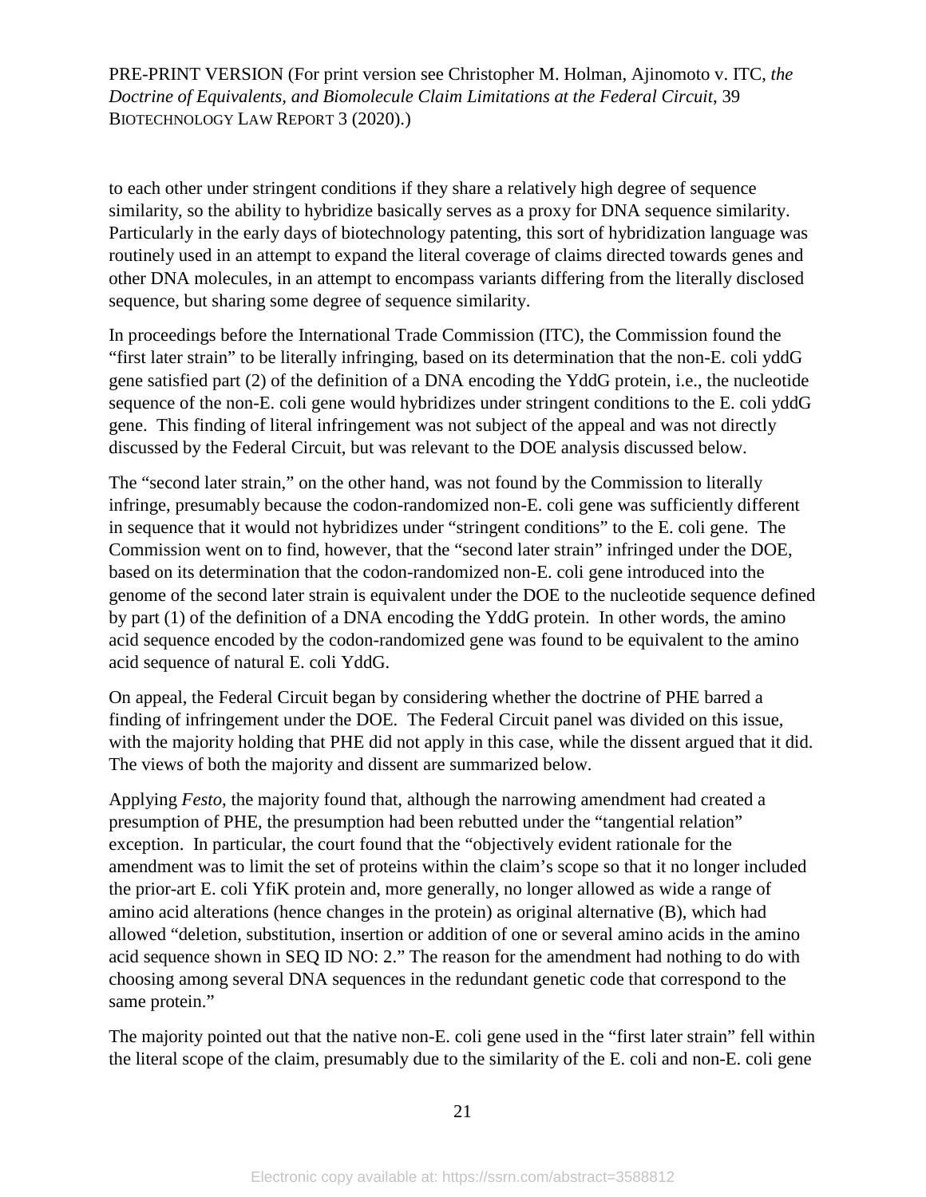to each other under stringent conditions if they share a relatively high degree of sequence similarity, so the ability to hybridize basically serves as a proxy for DNA sequence similarity. Particularly in the early days of biotechnology patenting, this sort of hybridization language was routinely used in an attempt to expand the literal coverage of claims directed towards genes and other DNA molecules, in an attempt to encompass variants differing from the literally disclosed sequence, but sharing some degree of sequence similarity.

In proceedings before the International Trade Commission (ITC), the Commission found the "first later strain" to be literally infringing, based on its determination that the non-E. coli yddG gene satisfied part (2) of the definition of a DNA encoding the YddG protein, i.e., the nucleotide sequence of the non-E. coli gene would hybridizes under stringent conditions to the E. coli yddG gene. This finding of literal infringement was not subject of the appeal and was not directly discussed by the Federal Circuit, but was relevant to the DOE analysis discussed below.

The "second later strain," on the other hand, was not found by the Commission to literally infringe, presumably because the codon-randomized non-E. coli gene was sufficiently different in sequence that it would not hybridizes under "stringent conditions" to the E. coli gene. The Commission went on to find, however, that the "second later strain" infringed under the DOE, based on its determination that the codon-randomized non-E. coli gene introduced into the genome of the second later strain is equivalent under the DOE to the nucleotide sequence defined by part (1) of the definition of a DNA encoding the YddG protein. In other words, the amino acid sequence encoded by the codon-randomized gene was found to be equivalent to the amino acid sequence of natural E. coli YddG.

On appeal, the Federal Circuit began by considering whether the doctrine of PHE barred a finding of infringement under the DOE. The Federal Circuit panel was divided on this issue, with the majority holding that PHE did not apply in this case, while the dissent argued that it did. The views of both the majority and dissent are summarized below.

Applying *Festo*, the majority found that, although the narrowing amendment had created a presumption of PHE, the presumption had been rebutted under the "tangential relation" exception. In particular, the court found that the "objectively evident rationale for the amendment was to limit the set of proteins within the claim's scope so that it no longer included the prior-art E. coli YfiK protein and, more generally, no longer allowed as wide a range of amino acid alterations (hence changes in the protein) as original alternative (B), which had allowed "deletion, substitution, insertion or addition of one or several amino acids in the amino acid sequence shown in SEQ ID NO: 2." The reason for the amendment had nothing to do with choosing among several DNA sequences in the redundant genetic code that correspond to the same protein."

The majority pointed out that the native non-E. coli gene used in the "first later strain" fell within the literal scope of the claim, presumably due to the similarity of the E. coli and non-E. coli gene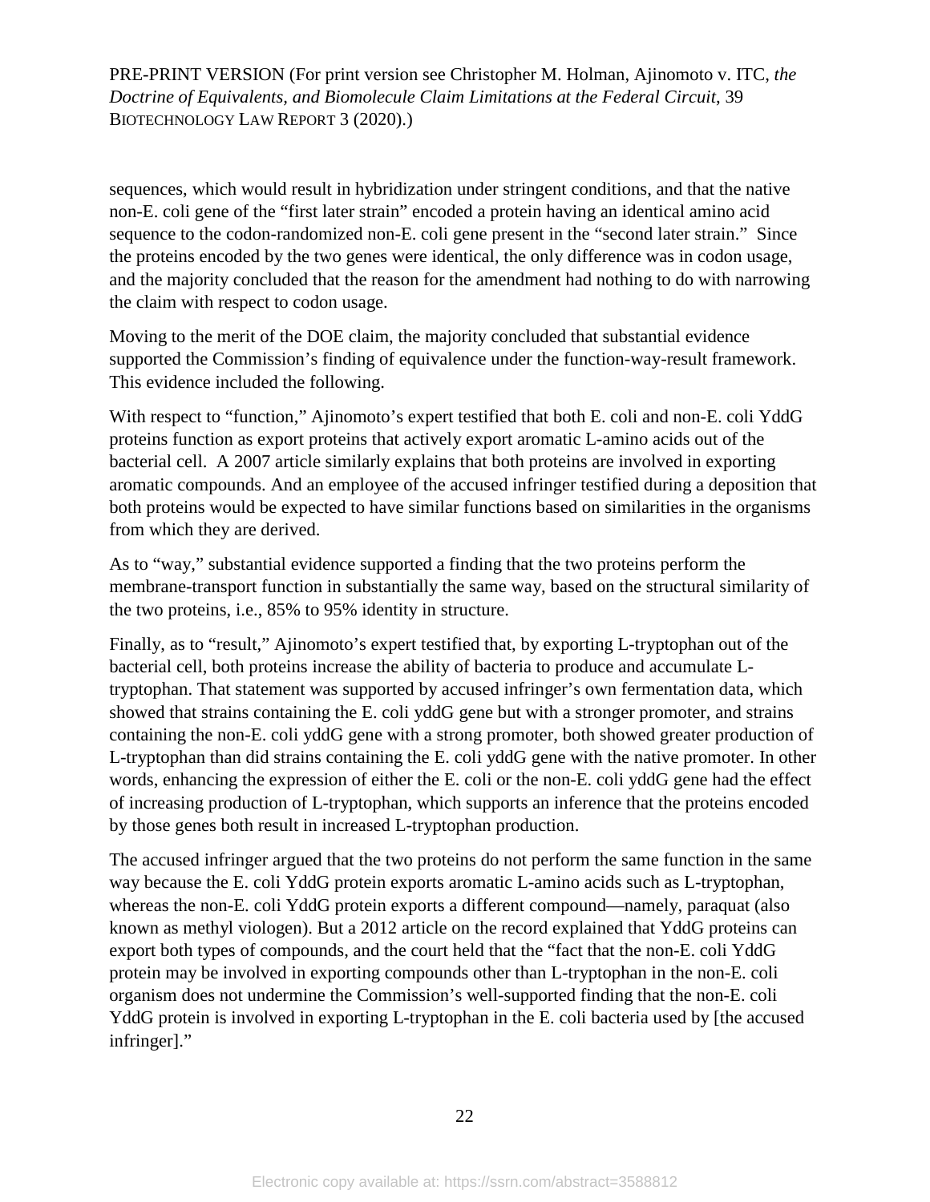sequences, which would result in hybridization under stringent conditions, and that the native non-E. coli gene of the "first later strain" encoded a protein having an identical amino acid sequence to the codon-randomized non-E. coli gene present in the "second later strain." Since the proteins encoded by the two genes were identical, the only difference was in codon usage, and the majority concluded that the reason for the amendment had nothing to do with narrowing the claim with respect to codon usage.

Moving to the merit of the DOE claim, the majority concluded that substantial evidence supported the Commission's finding of equivalence under the function-way-result framework. This evidence included the following.

With respect to "function," Ajinomoto's expert testified that both E. coli and non-E. coli YddG proteins function as export proteins that actively export aromatic L-amino acids out of the bacterial cell. A 2007 article similarly explains that both proteins are involved in exporting aromatic compounds. And an employee of the accused infringer testified during a deposition that both proteins would be expected to have similar functions based on similarities in the organisms from which they are derived.

As to "way," substantial evidence supported a finding that the two proteins perform the membrane-transport function in substantially the same way, based on the structural similarity of the two proteins, i.e., 85% to 95% identity in structure.

Finally, as to "result," Ajinomoto's expert testified that, by exporting L-tryptophan out of the bacterial cell, both proteins increase the ability of bacteria to produce and accumulate L-tryptophan. That statement was supported by accused infringer's own fermentation data, which showed that strains containing the E. coli yddG gene but with a stronger promoter, and strains containing the non-E. coli yddG gene with a strong promoter, both showed greater production of L-tryptophan than did strains containing the E. coli yddG gene with the native promoter. In other words, enhancing the expression of either the E. coli or the non-E. coli yddG gene had the effect of increasing production of L-tryptophan, which supports an inference that the proteins encoded by those genes both result in increased L-tryptophan production.

The accused infringer argued that the two proteins do not perform the same function in the same way because the E. coli YddG protein exports aromatic L-amino acids such as L-tryptophan, whereas the non-E. coli YddG protein exports a different compound—namely, paraquat (also known as methyl viologen). But a 2012 article on the record explained that YddG proteins can export both types of compounds, and the court held that the "fact that the non-E. coli YddG protein may be involved in exporting compounds other than L-tryptophan in the non-E. coli organism does not undermine the Commission's well-supported finding that the non-E. coli YddG protein is involved in exporting L-tryptophan in the E. coli bacteria used by [the accused infringer]."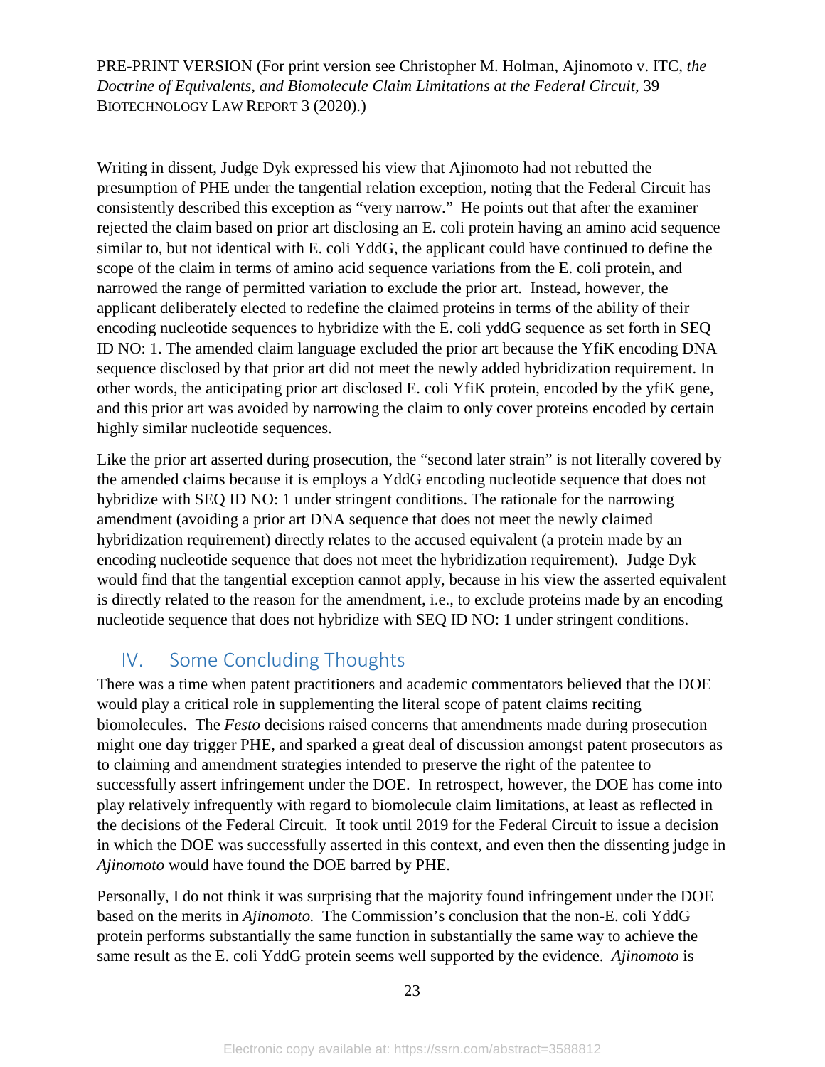Writing in dissent, Judge Dyk expressed his view that Ajinomoto had not rebutted the presumption of PHE under the tangential relation exception, noting that the Federal Circuit has consistently described this exception as "very narrow." He points out that after the examiner rejected the claim based on prior art disclosing an E. coli protein having an amino acid sequence similar to, but not identical with E. coli YddG, the applicant could have continued to define the scope of the claim in terms of amino acid sequence variations from the E. coli protein, and narrowed the range of permitted variation to exclude the prior art. Instead, however, the applicant deliberately elected to redefine the claimed proteins in terms of the ability of their encoding nucleotide sequences to hybridize with the E. coli yddG sequence as set forth in SEQ ID NO: 1. The amended claim language excluded the prior art because the YfiK encoding DNA sequence disclosed by that prior art did not meet the newly added hybridization requirement. In other words, the anticipating prior art disclosed E. coli YfiK protein, encoded by the yfiK gene, and this prior art was avoided by narrowing the claim to only cover proteins encoded by certain highly similar nucleotide sequences.

Like the prior art asserted during prosecution, the "second later strain" is not literally covered by the amended claims because it is employs a YddG encoding nucleotide sequence that does not hybridize with SEQ ID NO: 1 under stringent conditions. The rationale for the narrowing amendment (avoiding a prior art DNA sequence that does not meet the newly claimed hybridization requirement) directly relates to the accused equivalent (a protein made by an encoding nucleotide sequence that does not meet the hybridization requirement). Judge Dyk would find that the tangential exception cannot apply, because in his view the asserted equivalent is directly related to the reason for the amendment, i.e., to exclude proteins made by an encoding nucleotide sequence that does not hybridize with SEQ ID NO: 1 under stringent conditions.

## IV. Some Concluding Thoughts

There was a time when patent practitioners and academic commentators believed that the DOE would play a critical role in supplementing the literal scope of patent claims reciting biomolecules. The *Festo* decisions raised concerns that amendments made during prosecution might one day trigger PHE, and sparked a great deal of discussion amongst patent prosecutors as to claiming and amendment strategies intended to preserve the right of the patentee to successfully assert infringement under the DOE. In retrospect, however, the DOE has come into play relatively infrequently with regard to biomolecule claim limitations, at least as reflected in the decisions of the Federal Circuit. It took until 2019 for the Federal Circuit to issue a decision in which the DOE was successfully asserted in this context, and even then the dissenting judge in *Ajinomoto* would have found the DOE barred by PHE.

Personally, I do not think it was surprising that the majority found infringement under the DOE based on the merits in *Ajinomoto.* The Commission's conclusion that the non-E. coli YddG protein performs substantially the same function in substantially the same way to achieve the same result as the E. coli YddG protein seems well supported by the evidence. *Ajinomoto* is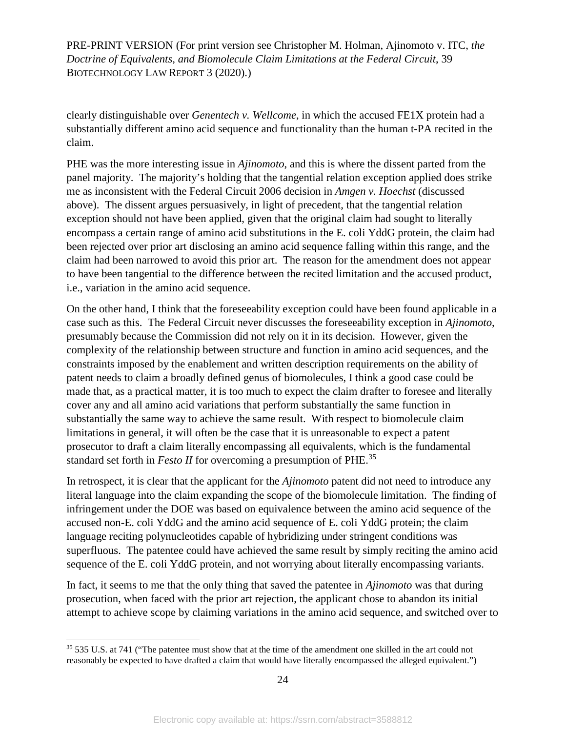clearly distinguishable over *Genentech v. Wellcome*, in which the accused FE1X protein had a substantially different amino acid sequence and functionality than the human t-PA recited in the claim.

PHE was the more interesting issue in *Ajinomoto*, and this is where the dissent parted from the panel majority. The majority's holding that the tangential relation exception applied does strike me as inconsistent with the Federal Circuit 2006 decision in *Amgen v. Hoechst* (discussed above). The dissent argues persuasively, in light of precedent, that the tangential relation exception should not have been applied, given that the original claim had sought to literally encompass a certain range of amino acid substitutions in the E. coli YddG protein, the claim had been rejected over prior art disclosing an amino acid sequence falling within this range, and the claim had been narrowed to avoid this prior art. The reason for the amendment does not appear to have been tangential to the difference between the recited limitation and the accused product, i.e., variation in the amino acid sequence.

On the other hand, I think that the foreseeability exception could have been found applicable in a case such as this. The Federal Circuit never discusses the foreseeability exception in *Ajinomoto*, presumably because the Commission did not rely on it in its decision. However, given the complexity of the relationship between structure and function in amino acid sequences, and the constraints imposed by the enablement and written description requirements on the ability of patent needs to claim a broadly defined genus of biomolecules, I think a good case could be made that, as a practical matter, it is too much to expect the claim drafter to foresee and literally cover any and all amino acid variations that perform substantially the same function in substantially the same way to achieve the same result. With respect to biomolecule claim limitations in general, it will often be the case that it is unreasonable to expect a patent prosecutor to draft a claim literally encompassing all equivalents, which is the fundamental standard set forth in *Festo II* for overcoming a presumption of PHE.[35]

In retrospect, it is clear that the applicant for the *Ajinomoto* patent did not need to introduce any literal language into the claim expanding the scope of the biomolecule limitation. The finding of infringement under the DOE was based on equivalence between the amino acid sequence of the accused non-E. coli YddG and the amino acid sequence of E. coli YddG protein; the claim language reciting polynucleotides capable of hybridizing under stringent conditions was superfluous. The patentee could have achieved the same result by simply reciting the amino acid sequence of the E. coli YddG protein, and not worrying about literally encompassing variants.

In fact, it seems to me that the only thing that saved the patentee in *Ajinomoto* was that during prosecution, when faced with the prior art rejection, the applicant chose to abandon its initial attempt to achieve scope by claiming variations in the amino acid sequence, and switched over to

[35] 535 U.S. at 741 ("The patentee must show that at the time of the amendment one skilled in the art could not reasonably be expected to have drafted a claim that would have literally encompassed the alleged equivalent.")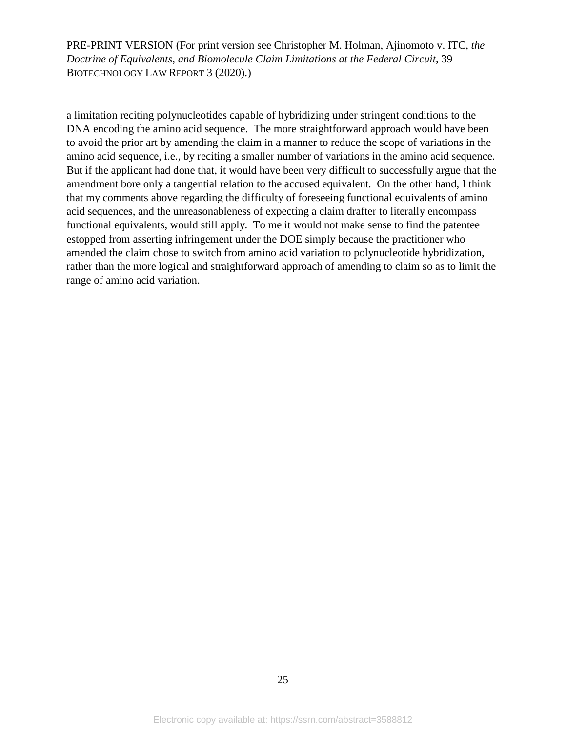a limitation reciting polynucleotides capable of hybridizing under stringent conditions to the DNA encoding the amino acid sequence. The more straightforward approach would have been to avoid the prior art by amending the claim in a manner to reduce the scope of variations in the amino acid sequence, i.e., by reciting a smaller number of variations in the amino acid sequence. But if the applicant had done that, it would have been very difficult to successfully argue that the amendment bore only a tangential relation to the accused equivalent. On the other hand, I think that my comments above regarding the difficulty of foreseeing functional equivalents of amino acid sequences, and the unreasonableness of expecting a claim drafter to literally encompass functional equivalents, would still apply. To me it would not make sense to find the patentee estopped from asserting infringement under the DOE simply because the practitioner who amended the claim chose to switch from amino acid variation to polynucleotide hybridization, rather than the more logical and straightforward approach of amending to claim so as to limit the range of amino acid variation.